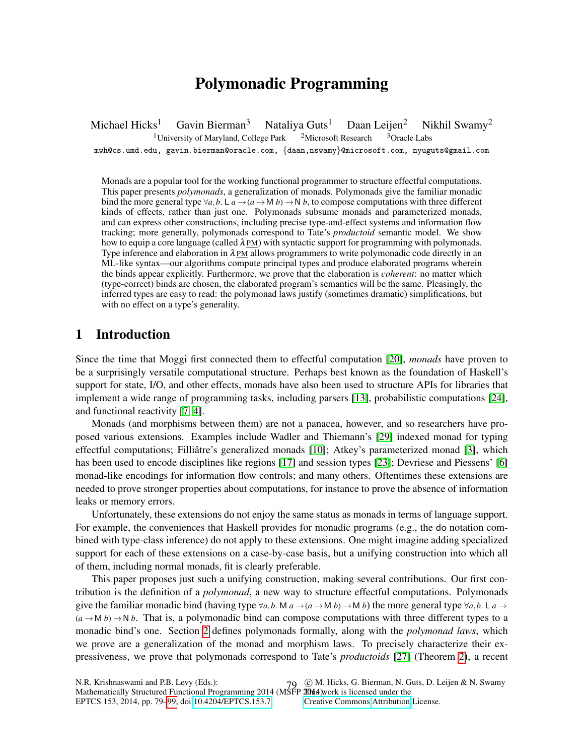# Polymonadic Programming

Michael Hicks[1] Gavin Bierman[3] Nataliya Guts[1] Daan Leijen[2] Nikhil Swamy[2]

[1]University of Maryland, College Park [2]Microsoft Research [3]Oracle Labs

mwh@cs.umd.edu, gavin.bierman@oracle.com, {daan,nswamy}@microsoft.com, nyuguts@gmail.com

Monads are a popular tool for the working functional programmer to structure effectful computations. This paper presents *polymonads*, a generalization of monads. Polymonads give the familiar monadic bind the more general type $\forall a,b.\ \mathsf{L}\ a \rightarrow (a \rightarrow \mathsf{M}\ b) \rightarrow \mathsf{N}\ b$, to compose computations with three different kinds of effects, rather than just one. Polymonads subsume monads and parameterized monads, and can express other constructions, including precise type-and-effect systems and information flow tracking; more generally, polymonads correspond to Tate's *productoid* semantic model. We show how to equip a core language (called $\lambda_{\underline{PM}}$) with syntactic support for programming with polymonads. Type inference and elaboration in $\lambda_{\underline{PM}}$ allows programmers to write polymonadic code directly in an ML-like syntax—our algorithms compute principal types and produce elaborated programs wherein the binds appear explicitly. Furthermore, we prove that the elaboration is *coherent*: no matter which (type-correct) binds are chosen, the elaborated program's semantics will be the same. Pleasingly, the inferred types are easy to read: the polymonad laws justify (sometimes dramatic) simplifications, but with no effect on a type's generality.

## 1 Introduction

Since the time that Moggi first connected them to effectful computation [20], *monads* have proven to be a surprisingly versatile computational structure. Perhaps best known as the foundation of Haskell's support for state, I/O, and other effects, monads have also been used to structure APIs for libraries that implement a wide range of programming tasks, including parsers [13], probabilistic computations [24], and functional reactivity [7, 4].

Monads (and morphisms between them) are not a panacea, however, and so researchers have proposed various extensions. Examples include Wadler and Thiemann's [29] indexed monad for typing effectful computations; Filliâtre's generalized monads [10]; Atkey's parameterized monad [3], which has been used to encode disciplines like regions [17] and session types [23]; Devriese and Piessens' [6] monad-like encodings for information flow controls; and many others. Oftentimes these extensions are needed to prove stronger properties about computations, for instance to prove the absence of information leaks or memory errors.

Unfortunately, these extensions do not enjoy the same status as monads in terms of language support. For example, the conveniences that Haskell provides for monadic programs (e.g., the do notation combined with type-class inference) do not apply to these extensions. One might imagine adding specialized support for each of these extensions on a case-by-case basis, but a unifying construction into which all of them, including normal monads, fit is clearly preferable.

This paper proposes just such a unifying construction, making several contributions. Our first contribution is the definition of a *polymonad*, a new way to structure effectful computations. Polymonads give the familiar monadic bind (having type $\forall a,b.\ \mathsf{M}\ a \rightarrow (a \rightarrow \mathsf{M}\ b) \rightarrow \mathsf{M}\ b$) the more general type $\forall a,b.\ \mathsf{L}\ a \rightarrow (a \rightarrow \mathsf{M}\ b) \rightarrow \mathsf{N}\ b$. That is, a polymonadic bind can compose computations with three different types to a monadic bind's one. Section 2 defines polymonads formally, along with the *polymonad laws*, which we prove are a generalization of the monad and morphism laws. To precisely characterize their expressiveness, we prove that polymonads correspond to Tate's *productoids* [27] (Theorem 2), a recent

N.R. Krishnaswami and P.B. Levy (Eds.): Mathematically Structured Functional Programming 2014 (MSFP 2014) EPTCS 153, 2014, pp. 79–99, doi:10.4204/EPTCS.153.7

© M. Hicks, G. Bierman, N. Guts, D. Leijen & N. Swamy This work is licensed under the Creative Commons Attribution License.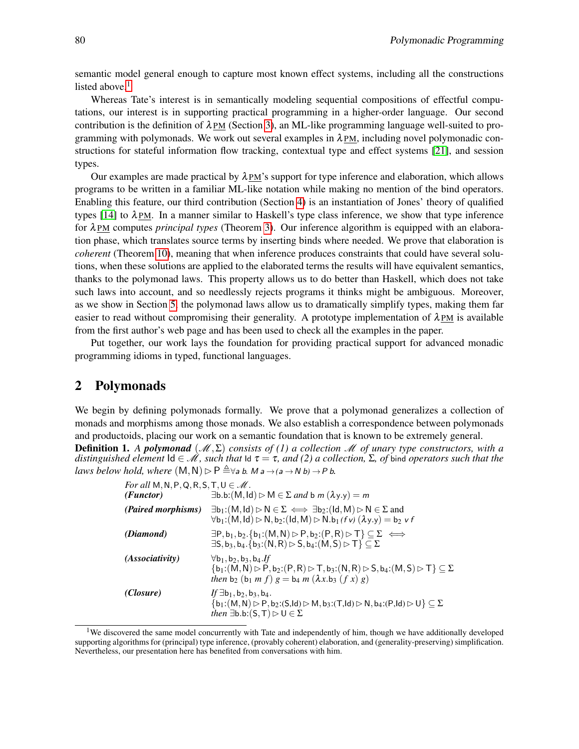semantic model general enough to capture most known effect systems, including all the constructions listed above.[1]

Whereas Tate's interest is in semantically modeling sequential compositions of effectful computations, our interest is in supporting practical programming in a higher-order language. Our second contribution is the definition of $\lambda_{\underline{PM}}$ (Section 3), an ML-like programming language well-suited to programming with polymonads. We work out several examples in $\lambda_{\underline{PM}}$, including novel polymonadic constructions for stateful information flow tracking, contextual type and effect systems [21], and session types.

Our examples are made practical by $\lambda_{\underline{PM}}$'s support for type inference and elaboration, which allows programs to be written in a familiar ML-like notation while making no mention of the bind operators. Enabling this feature, our third contribution (Section 4) is an instantiation of Jones' theory of qualified types [14] to $\lambda_{\underline{PM}}$. In a manner similar to Haskell's type class inference, we show that type inference for $\lambda_{\underline{PM}}$ computes *principal types* (Theorem 3). Our inference algorithm is equipped with an elaboration phase, which translates source terms by inserting binds where needed. We prove that elaboration is *coherent* (Theorem 10), meaning that when inference produces constraints that could have several solutions, when these solutions are applied to the elaborated terms the results will have equivalent semantics, thanks to the polymonad laws. This property allows us to do better than Haskell, which does not take such laws into account, and so needlessly rejects programs it thinks might be ambiguous. Moreover, as we show in Section 5, the polymonad laws allow us to dramatically simplify types, making them far easier to read without compromising their generality. A prototype implementation of $\lambda_{\underline{PM}}$ is available from the first author's web page and has been used to check all the examples in the paper.

Put together, our work lays the foundation for providing practical support for advanced monadic programming idioms in typed, functional languages.

## 2 Polymonads

We begin by defining polymonads formally. We prove that a polymonad generalizes a collection of monads and morphisms among those monads. We also establish a correspondence between polymonads and productoids, placing our work on a semantic foundation that is known to be extremely general.

**Definition 1.** *A* ***polymonad*** $(\mathscr{M}, \Sigma)$ *consists of (1) a collection* $\mathscr{M}$ *of unary type constructors, with a distinguished element* $\mathsf{Id} \in \mathscr{M}$*, such that* $\mathsf{Id}\ \tau = \tau$*, and (2) a collection,* $\Sigma$*, of* bind *operators such that the laws below hold, where* $(\mathsf{M},\mathsf{N}) \rhd \mathsf{P} \triangleq \forall a\ b.\ M\ a \to (a \to N\ b) \to P\ b$*.*

*For all* $\mathsf{M},\mathsf{N},\mathsf{P},\mathsf{Q},\mathsf{R},\mathsf{S},\mathsf{T},\mathsf{U} \in \mathscr{M}$.

***(Functor)*** $\quad \exists \mathsf{b}.\mathsf{b}{:}(\mathsf{M},\mathsf{Id}) \rhd \mathsf{M} \in \Sigma$ *and* $\mathsf{b}\ m\ (\lambda y.y) = m$

***(Paired morphisms)*** $\quad \exists \mathsf{b}_1{:}(\mathsf{M},\mathsf{Id}) \rhd \mathsf{N} \in \Sigma \iff \exists \mathsf{b}_2{:}(\mathsf{Id},\mathsf{M}) \rhd \mathsf{N} \in \Sigma$ and $\forall \mathsf{b}_1{:}(\mathsf{M},\mathsf{Id}) \rhd \mathsf{N}, \mathsf{b}_2{:}(\mathsf{Id},\mathsf{M}) \rhd \mathsf{N}.\mathsf{b}_1\ (f\ v)\ (\lambda y.y) = \mathsf{b}_2\ v\ f$

***(Diamond)*** $\quad \exists \mathsf{P},\mathsf{b}_1,\mathsf{b}_2.\{\mathsf{b}_1{:}(\mathsf{M},\mathsf{N}) \rhd \mathsf{P}, \mathsf{b}_2{:}(\mathsf{P},\mathsf{R}) \rhd \mathsf{T}\} \subseteq \Sigma \iff \exists \mathsf{S},\mathsf{b}_3,\mathsf{b}_4.\{\mathsf{b}_3{:}(\mathsf{N},\mathsf{R}) \rhd \mathsf{S}, \mathsf{b}_4{:}(\mathsf{M},\mathsf{S}) \rhd \mathsf{T}\} \subseteq \Sigma$

***(Associativity)*** $\quad \forall \mathsf{b}_1,\mathsf{b}_2,\mathsf{b}_3,\mathsf{b}_4.$*If* $\{\mathsf{b}_1{:}(\mathsf{M},\mathsf{N}) \rhd \mathsf{P}, \mathsf{b}_2{:}(\mathsf{P},\mathsf{R}) \rhd \mathsf{T}, \mathsf{b}_3{:}(\mathsf{N},\mathsf{R}) \rhd \mathsf{S}, \mathsf{b}_4{:}(\mathsf{M},\mathsf{S}) \rhd \mathsf{T}\} \subseteq \Sigma$ *then* $\mathsf{b}_2\ (\mathsf{b}_1\ m\ f)\ g = \mathsf{b}_4\ m\ (\lambda x.\mathsf{b}_3\ (f\ x)\ g)$

***(Closure)*** $\quad$ *If* $\exists \mathsf{b}_1,\mathsf{b}_2,\mathsf{b}_3,\mathsf{b}_4.$ $\{\mathsf{b}_1{:}(\mathsf{M},\mathsf{N}) \rhd \mathsf{P}, \mathsf{b}_2{:}(\mathsf{S},\mathsf{Id}) \rhd \mathsf{M}, \mathsf{b}_3{:}(\mathsf{T},\mathsf{Id}) \rhd \mathsf{N}, \mathsf{b}_4{:}(\mathsf{P},\mathsf{Id}) \rhd \mathsf{U}\} \subseteq \Sigma$ *then* $\exists \mathsf{b}.\mathsf{b}{:}(\mathsf{S},\mathsf{T}) \rhd \mathsf{U} \in \Sigma$

[1] We discovered the same model concurrently with Tate and independently of him, though we have additionally developed supporting algorithms for (principal) type inference, (provably coherent) elaboration, and (generality-preserving) simplification. Nevertheless, our presentation here has benefited from conversations with him.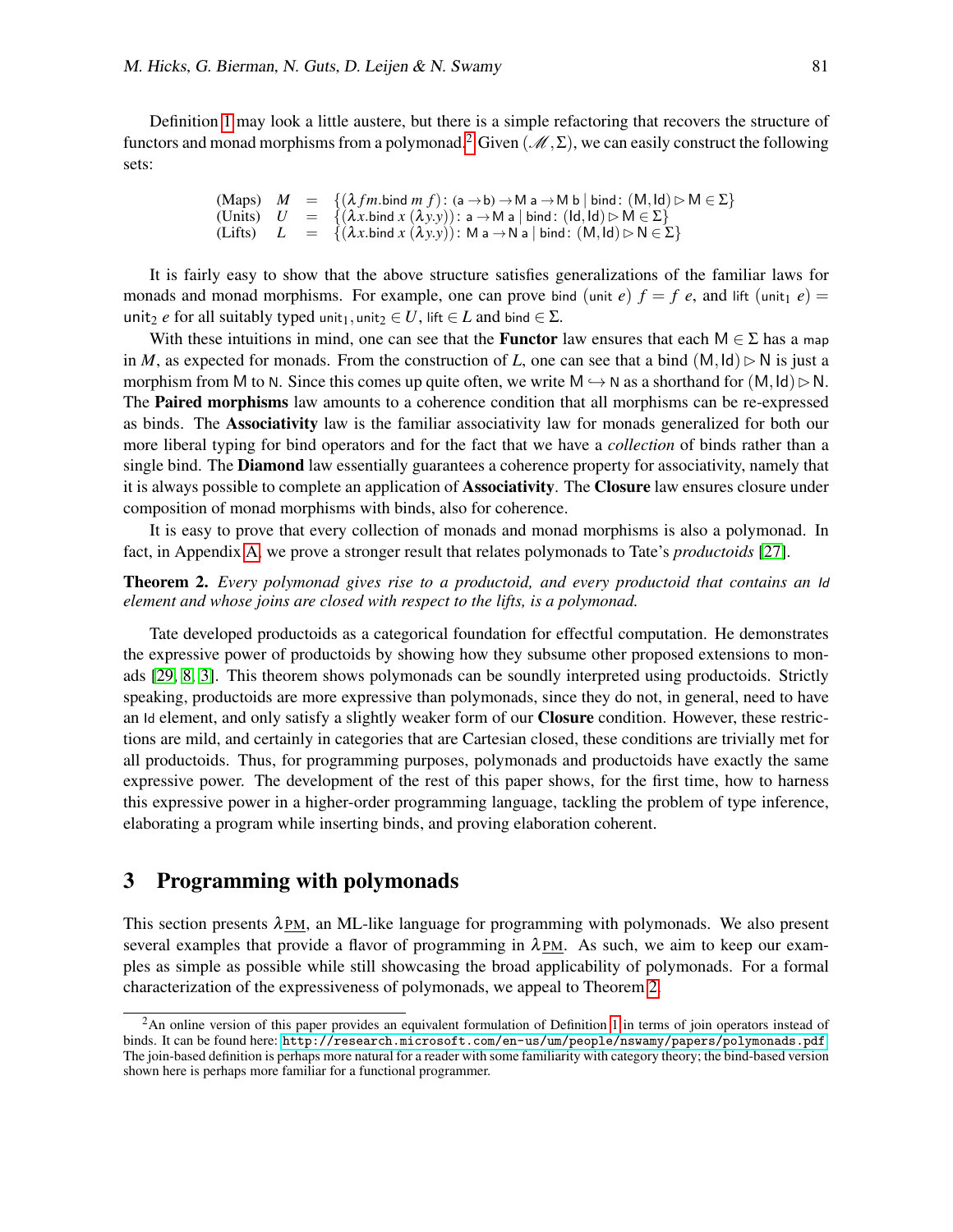Definition 1 may look a little austere, but there is a simple refactoring that recovers the structure of functors and monad morphisms from a polymonad.[2] Given $(\mathscr{M}, \Sigma)$, we can easily construct the following sets:

$$
\begin{array}{llcl}
\text{(Maps)} & M & = & \{(\lambda f m.\mathsf{bind}\ m\ f) : (\mathsf{a} \to \mathsf{b}) \to \mathsf{M\ a} \to \mathsf{M\ b} \mid \mathsf{bind} : (\mathsf{M}, \mathsf{Id}) \rhd \mathsf{M} \in \Sigma\} \\
\text{(Units)} & U & = & \{(\lambda x.\mathsf{bind}\ x\ (\lambda y.y)) : \mathsf{a} \to \mathsf{M\ a} \mid \mathsf{bind} : (\mathsf{Id}, \mathsf{Id}) \rhd \mathsf{M} \in \Sigma\} \\
\text{(Lifts)} & L & = & \{(\lambda x.\mathsf{bind}\ x\ (\lambda y.y)) : \mathsf{M\ a} \to \mathsf{N\ a} \mid \mathsf{bind} : (\mathsf{M}, \mathsf{Id}) \rhd \mathsf{N} \in \Sigma\}
\end{array}
$$

It is fairly easy to show that the above structure satisfies generalizations of the familiar laws for monads and monad morphisms. For example, one can prove $\mathsf{bind}\ (\mathsf{unit}\ e)\ f = f\ e$, and $\mathsf{lift}\ (\mathsf{unit}_1\ e) = \mathsf{unit}_2\ e$ for all suitably typed $\mathsf{unit}_1, \mathsf{unit}_2 \in U$, $\mathsf{lift} \in L$ and $\mathsf{bind} \in \Sigma$.

With these intuitions in mind, one can see that the **Functor** law ensures that each $\mathsf{M} \in \Sigma$ has a $\mathsf{map}$ in $M$, as expected for monads. From the construction of $L$, one can see that a bind $(\mathsf{M}, \mathsf{Id}) \rhd \mathsf{N}$ is just a morphism from $\mathsf{M}$ to $\mathsf{N}$. Since this comes up quite often, we write $\mathsf{M} \hookrightarrow \mathsf{N}$ as a shorthand for $(\mathsf{M}, \mathsf{Id}) \rhd \mathsf{N}$. The **Paired morphisms** law amounts to a coherence condition that all morphisms can be re-expressed as binds. The **Associativity** law is the familiar associativity law for monads generalized for both our more liberal typing for bind operators and for the fact that we have a *collection* of binds rather than a single bind. The **Diamond** law essentially guarantees a coherence property for associativity, namely that it is always possible to complete an application of **Associativity**. The **Closure** law ensures closure under composition of monad morphisms with binds, also for coherence.

It is easy to prove that every collection of monads and monad morphisms is also a polymonad. In fact, in Appendix A, we prove a stronger result that relates polymonads to Tate's *productoids* [27].

**Theorem 2.** *Every polymonad gives rise to a productoid, and every productoid that contains an* $\mathsf{Id}$ *element and whose joins are closed with respect to the lifts, is a polymonad.*

Tate developed productoids as a categorical foundation for effectful computation. He demonstrates the expressive power of productoids by showing how they subsume other proposed extensions to monads [29, 8, 3]. This theorem shows polymonads can be soundly interpreted using productoids. Strictly speaking, productoids are more expressive than polymonads, since they do not, in general, need to have an $\mathsf{Id}$ element, and only satisfy a slightly weaker form of our **Closure** condition. However, these restrictions are mild, and certainly in categories that are Cartesian closed, these conditions are trivially met for all productoids. Thus, for programming purposes, polymonads and productoids have exactly the same expressive power. The development of the rest of this paper shows, for the first time, how to harness this expressive power in a higher-order programming language, tackling the problem of type inference, elaborating a program while inserting binds, and proving elaboration coherent.

## 3 Programming with polymonads

This section presents $\lambda_{\underline{\text{PM}}}$, an ML-like language for programming with polymonads. We also present several examples that provide a flavor of programming in $\lambda_{\underline{\text{PM}}}$. As such, we aim to keep our examples as simple as possible while still showcasing the broad applicability of polymonads. For a formal characterization of the expressiveness of polymonads, we appeal to Theorem 2.

[2] An online version of this paper provides an equivalent formulation of Definition 1 in terms of join operators instead of binds. It can be found here: http://research.microsoft.com/en-us/um/people/nswamy/papers/polymonads.pdf. The join-based definition is perhaps more natural for a reader with some familiarity with category theory; the bind-based version shown here is perhaps more familiar for a functional programmer.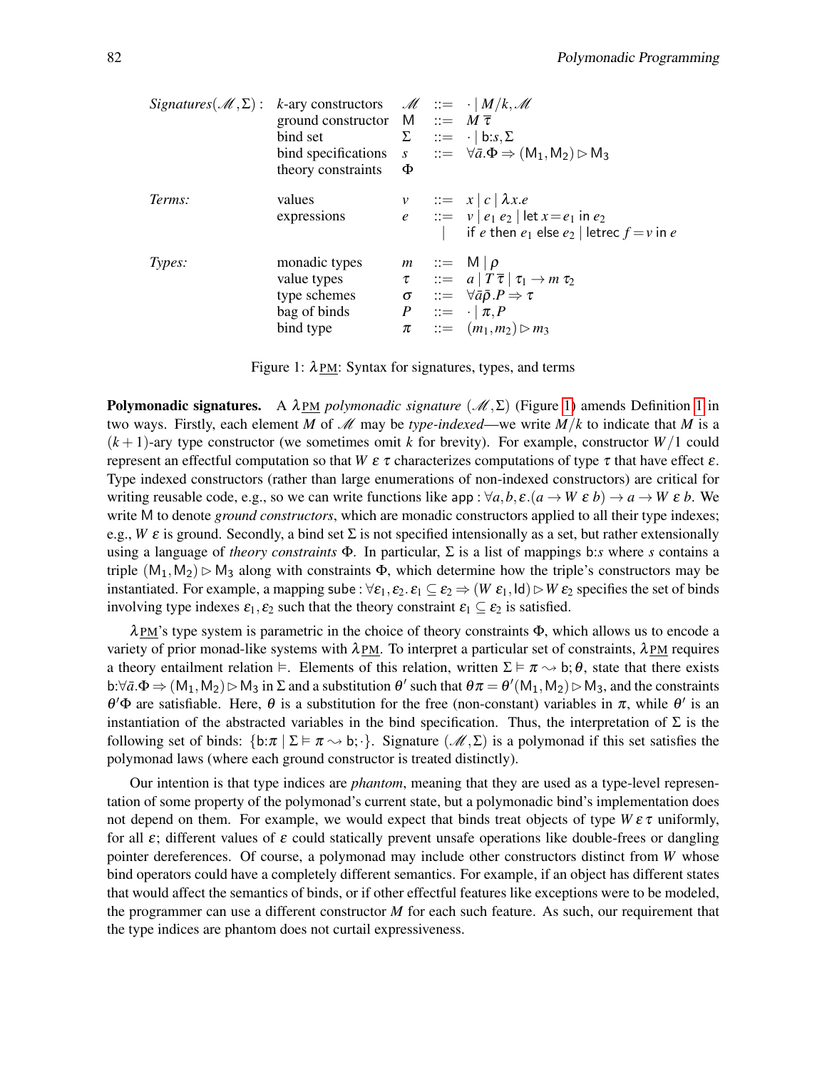| *Signatures*$(\mathscr{M},\Sigma)$: | $k$-ary constructors | $\mathscr{M}$ | $::=$ | $\cdot \mid M/k, \mathscr{M}$ |
|---|---|---|---|---|
| | ground constructor | $\mathsf{M}$ | $::=$ | $M\ \overline{\tau}$ |
| | bind set | $\Sigma$ | $::=$ | $\cdot \mid \mathsf{b}{:}s, \Sigma$ |
| | bind specifications | $s$ | $::=$ | $\forall \bar{a}.\Phi \Rightarrow (\mathsf{M}_1, \mathsf{M}_2) \rhd \mathsf{M}_3$ |
| | theory constraints | $\Phi$ | | |
| *Terms:* | values | $v$ | $::=$ | $x \mid c \mid \lambda x.e$ |
| | expressions | $e$ | $::=$ | $v \mid e_1\ e_2 \mid \mathsf{let}\ x = e_1\ \mathsf{in}\ e_2$ |
| | | | $\mid$ | $\mathsf{if}\ e\ \mathsf{then}\ e_1\ \mathsf{else}\ e_2 \mid \mathsf{letrec}\ f = v\ \mathsf{in}\ e$ |
| *Types:* | monadic types | $m$ | $::=$ | $\mathsf{M} \mid \rho$ |
| | value types | $\tau$ | $::=$ | $a \mid T\ \overline{\tau} \mid \tau_1 \to m\ \tau_2$ |
| | type schemes | $\sigma$ | $::=$ | $\forall \bar{a}\bar{\rho}.P \Rightarrow \tau$ |
| | bag of binds | $P$ | $::=$ | $\cdot \mid \pi, P$ |
| | bind type | $\pi$ | $::=$ | $(m_1, m_2) \rhd m_3$ |

Figure 1: $\lambda\underline{\text{PM}}$: Syntax for signatures, types, and terms

**Polymonadic signatures.** A $\lambda\underline{\text{PM}}$ *polymonadic signature* $(\mathscr{M},\Sigma)$ (Figure 1) amends Definition 1 in two ways. Firstly, each element $M$ of $\mathscr{M}$ may be *type-indexed*—we write $M/k$ to indicate that $M$ is a $(k+1)$-ary type constructor (we sometimes omit $k$ for brevity). For example, constructor $W/1$ could represent an effectful computation so that $W\ \varepsilon\ \tau$ characterizes computations of type $\tau$ that have effect $\varepsilon$. Type indexed constructors (rather than large enumerations of non-indexed constructors) are critical for writing reusable code, e.g., so we can write functions like $\mathsf{app} : \forall a, b, \varepsilon.(a \to W\ \varepsilon\ b) \to a \to W\ \varepsilon\ b$. We write $\mathsf{M}$ to denote *ground constructors*, which are monadic constructors applied to all their type indexes; e.g., $W\ \varepsilon$ is ground. Secondly, a bind set $\Sigma$ is not specified intensionally as a set, but rather extensionally using a language of *theory constraints* $\Phi$. In particular, $\Sigma$ is a list of mappings $\mathsf{b}{:}s$ where $s$ contains a triple $(\mathsf{M}_1,\mathsf{M}_2) \rhd \mathsf{M}_3$ along with constraints $\Phi$, which determine how the triple's constructors may be instantiated. For example, a mapping $\mathsf{sube} : \forall \varepsilon_1, \varepsilon_2.\varepsilon_1 \subseteq \varepsilon_2 \Rightarrow (W\ \varepsilon_1, \mathsf{Id}) \rhd W\ \varepsilon_2$ specifies the set of binds involving type indexes $\varepsilon_1, \varepsilon_2$ such that the theory constraint $\varepsilon_1 \subseteq \varepsilon_2$ is satisfied.

$\lambda\underline{\text{PM}}$'s type system is parametric in the choice of theory constraints $\Phi$, which allows us to encode a variety of prior monad-like systems with $\lambda\underline{\text{PM}}$. To interpret a particular set of constraints, $\lambda\underline{\text{PM}}$ requires a theory entailment relation $\vDash$. Elements of this relation, written $\Sigma \vDash \pi \rightsquigarrow \mathsf{b};\theta$, state that there exists $\mathsf{b}{:}\forall \bar{a}.\Phi \Rightarrow (\mathsf{M}_1,\mathsf{M}_2) \rhd \mathsf{M}_3$ in $\Sigma$ and a substitution $\theta'$ such that $\theta\pi = \theta'(\mathsf{M}_1,\mathsf{M}_2) \rhd \mathsf{M}_3$, and the constraints $\theta'\Phi$ are satisfiable. Here, $\theta$ is a substitution for the free (non-constant) variables in $\pi$, while $\theta'$ is an instantiation of the abstracted variables in the bind specification. Thus, the interpretation of $\Sigma$ is the following set of binds: $\{\mathsf{b}{:}\pi \mid \Sigma \vDash \pi \rightsquigarrow \mathsf{b};\cdot\}$. Signature $(\mathscr{M},\Sigma)$ is a polymonad if this set satisfies the polymonad laws (where each ground constructor is treated distinctly).

Our intention is that type indices are *phantom*, meaning that they are used as a type-level representation of some property of the polymonad's current state, but a polymonadic bind's implementation does not depend on them. For example, we would expect that binds treat objects of type $W\,\varepsilon\,\tau$ uniformly, for all $\varepsilon$; different values of $\varepsilon$ could statically prevent unsafe operations like double-frees or dangling pointer dereferences. Of course, a polymonad may include other constructors distinct from $W$ whose bind operators could have a completely different semantics. For example, if an object has different states that would affect the semantics of binds, or if other effectful features like exceptions were to be modeled, the programmer can use a different constructor $M$ for each such feature. As such, our requirement that the type indices are phantom does not curtail expressiveness.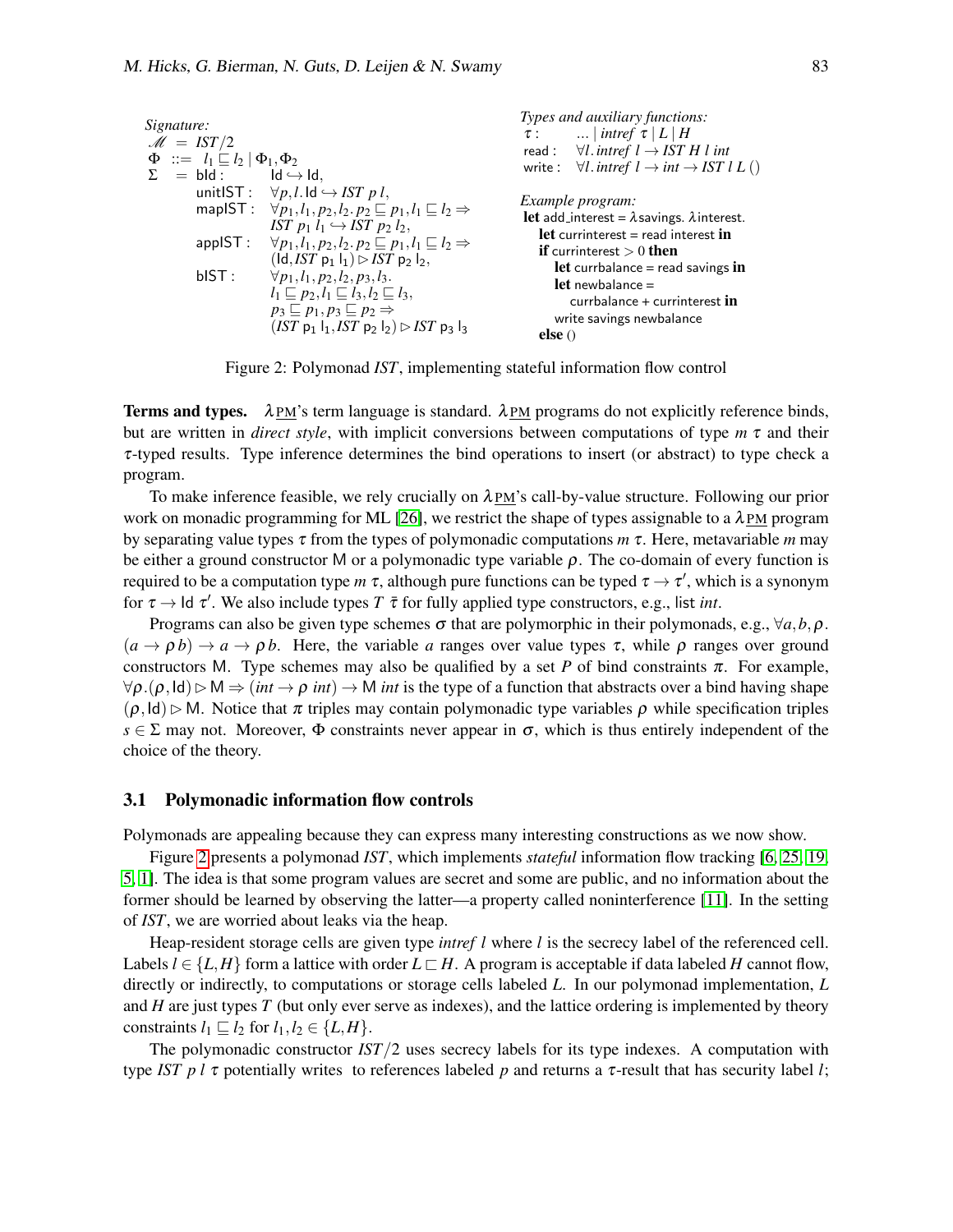*Signature:*

$$
\begin{array}{lll}
\mathscr{M} & = & IST/2 \\
\Phi & ::= & l_1 \sqsubseteq l_2 \mid \Phi_1, \Phi_2 \\
\Sigma & = & \mathsf{bId} : \quad \mathsf{Id} \hookrightarrow \mathsf{Id}, \\
& & \mathsf{unitIST} : \quad \forall p, l.\, \mathsf{Id} \hookrightarrow IST\ p\ l, \\
& & \mathsf{mapIST} : \quad \forall p_1, l_1, p_2, l_2.\, p_2 \sqsubseteq p_1, l_1 \sqsubseteq l_2 \Rightarrow \\
& & \qquad IST\ p_1\ l_1 \hookrightarrow IST\ p_2\ l_2, \\
& & \mathsf{appIST} : \quad \forall p_1, l_1, p_2, l_2.\, p_2 \sqsubseteq p_1, l_1 \sqsubseteq l_2 \Rightarrow \\
& & \qquad (\mathsf{Id}, IST\ \mathsf{p}_1\ \mathsf{l}_1) \rhd IST\ \mathsf{p}_2\ \mathsf{l}_2, \\
& & \mathsf{bIST} : \quad \forall p_1, l_1, p_2, l_2, p_3, l_3. \\
& & \qquad l_1 \sqsubseteq p_2, l_1 \sqsubseteq l_3, l_2 \sqsubseteq l_3, \\
& & \qquad p_3 \sqsubseteq p_1, p_3 \sqsubseteq p_2 \Rightarrow \\
& & \qquad (IST\ \mathsf{p}_1\ \mathsf{l}_1, IST\ \mathsf{p}_2\ \mathsf{l}_2) \rhd IST\ \mathsf{p}_3\ \mathsf{l}_3
\end{array}
$$

*Types and auxiliary functions:*

$$
\begin{array}{ll}
\tau : & \ldots \mid intref\ \tau \mid L \mid H \\
\mathsf{read} : & \forall l.\, intref\ l \rightarrow IST\ H\ l\ int \\
\mathsf{write} : & \forall l.\, intref\ l \rightarrow int \rightarrow IST\ l\ L\ ()
\end{array}
$$

*Example program:*

```
let add_interest = λsavings. λinterest.
  let currinterest = read interest in
  if currinterest > 0 then
    let currbalance = read savings in
    let newbalance =
        currbalance + currinterest in
    write savings newbalance
  else ()
```

Figure 2: Polymonad *IST*, implementing stateful information flow control

**Terms and types.** $\lambda_{\underline{\text{PM}}}$'s term language is standard. $\lambda_{\underline{\text{PM}}}$ programs do not explicitly reference binds, but are written in *direct style*, with implicit conversions between computations of type $m\ \tau$ and their $\tau$-typed results. Type inference determines the bind operations to insert (or abstract) to type check a program.

To make inference feasible, we rely crucially on $\lambda_{\underline{\text{PM}}}$'s call-by-value structure. Following our prior work on monadic programming for ML [26], we restrict the shape of types assignable to a $\lambda_{\underline{\text{PM}}}$ program by separating value types $\tau$ from the types of polymonadic computations $m\ \tau$. Here, metavariable $m$ may be either a ground constructor M or a polymonadic type variable $\rho$. The co-domain of every function is required to be a computation type $m\ \tau$, although pure functions can be typed $\tau \rightarrow \tau'$, which is a synonym for $\tau \rightarrow \mathsf{Id}\ \tau'$. We also include types $T\ \bar{\tau}$ for fully applied type constructors, e.g., list *int*.

Programs can also be given type schemes $\sigma$ that are polymorphic in their polymonads, e.g., $\forall a, b, \rho.\ (a \rightarrow \rho\, b) \rightarrow a \rightarrow \rho\, b$. Here, the variable $a$ ranges over value types $\tau$, while $\rho$ ranges over ground constructors M. Type schemes may also be qualified by a set $P$ of bind constraints $\pi$. For example, $\forall \rho.(\rho, \mathsf{Id}) \rhd \mathsf{M} \Rightarrow (int \rightarrow \rho\ int) \rightarrow \mathsf{M}\ int$ is the type of a function that abstracts over a bind having shape $(\rho, \mathsf{Id}) \rhd \mathsf{M}$. Notice that $\pi$ triples may contain polymonadic type variables $\rho$ while specification triples $s \in \Sigma$ may not. Moreover, $\Phi$ constraints never appear in $\sigma$, which is thus entirely independent of the choice of the theory.

### 3.1 Polymonadic information flow controls

Polymonads are appealing because they can express many interesting constructions as we now show.

Figure 2 presents a polymonad *IST*, which implements *stateful* information flow tracking [6, 25, 19, 5, 1]. The idea is that some program values are secret and some are public, and no information about the former should be learned by observing the latter—a property called noninterference [11]. In the setting of *IST*, we are worried about leaks via the heap.

Heap-resident storage cells are given type *intref* $l$ where $l$ is the secrecy label of the referenced cell. Labels $l \in \{L, H\}$ form a lattice with order $L \sqsubset H$. A program is acceptable if data labeled $H$ cannot flow, directly or indirectly, to computations or storage cells labeled $L$. In our polymonad implementation, $L$ and $H$ are just types $T$ (but only ever serve as indexes), and the lattice ordering is implemented by theory constraints $l_1 \sqsubseteq l_2$ for $l_1, l_2 \in \{L, H\}$.

The polymonadic constructor *IST*/2 uses secrecy labels for its type indexes. A computation with type *IST* $p\ l\ \tau$ potentially writes to references labeled $p$ and returns a $\tau$-result that has security label $l$;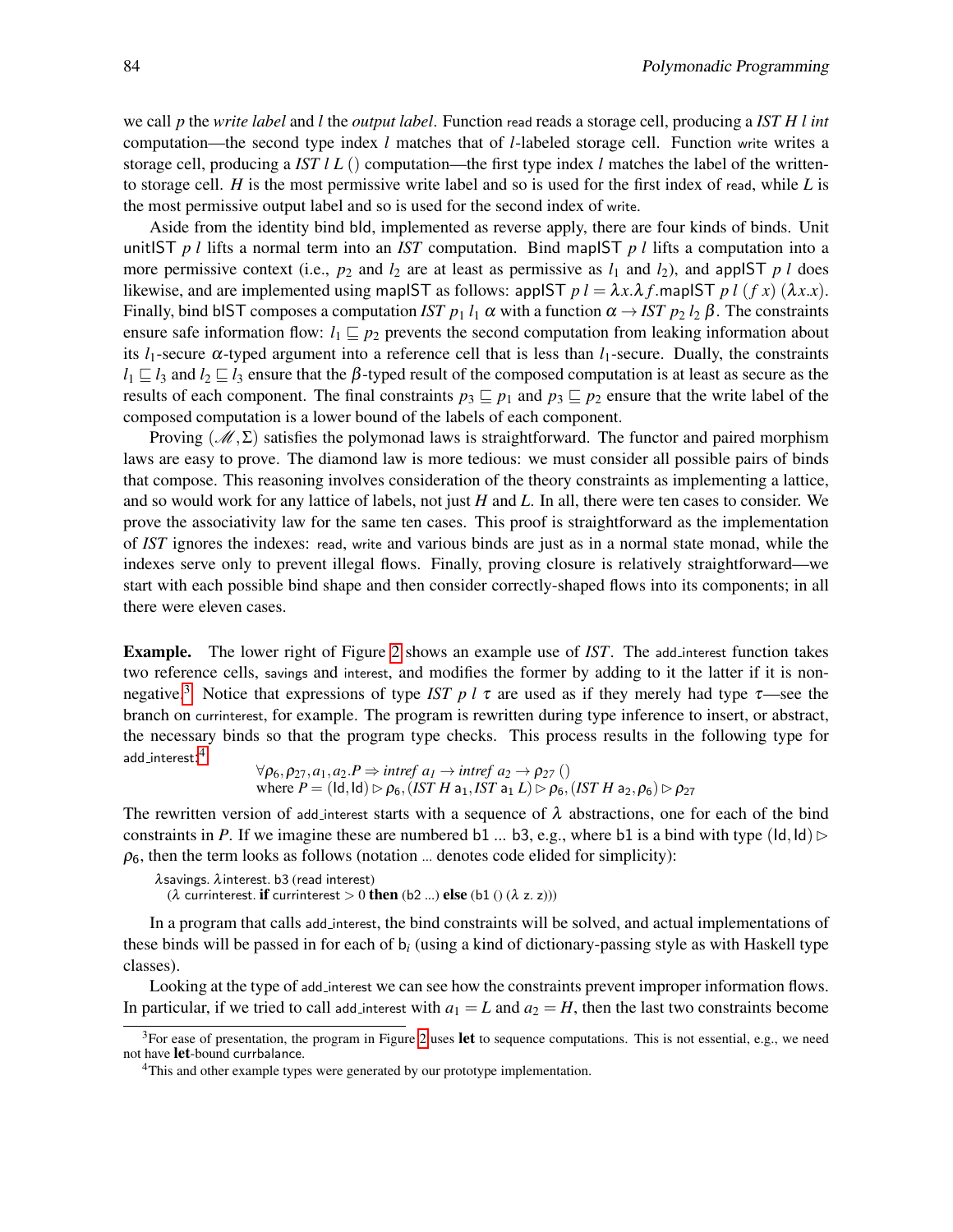we call $p$ the *write label* and $l$ the *output label*. Function read reads a storage cell, producing a $IST\ H\ l\ int$ computation—the second type index $l$ matches that of $l$-labeled storage cell. Function write writes a storage cell, producing a $IST\ l\ L\ ()$ computation—the first type index $l$ matches the label of the written-to storage cell. $H$ is the most permissive write label and so is used for the first index of read, while $L$ is the most permissive output label and so is used for the second index of write.

Aside from the identity bind bId, implemented as reverse apply, there are four kinds of binds. Unit unitIST $p\ l$ lifts a normal term into an *IST* computation. Bind mapIST $p\ l$ lifts a computation into a more permissive context (i.e., $p_2$ and $l_2$ are at least as permissive as $l_1$ and $l_2$), and appIST $p\ l$ does likewise, and are implemented using mapIST as follows: appIST $p\ l = \lambda x.\lambda f.$mapIST $p\ l\ (f\ x)\ (\lambda x.x)$. Finally, bind bIST composes a computation $IST\ p_1\ l_1\ \alpha$ with a function $\alpha \to IST\ p_2\ l_2\ \beta$. The constraints ensure safe information flow: $l_1 \sqsubseteq p_2$ prevents the second computation from leaking information about its $l_1$-secure $\alpha$-typed argument into a reference cell that is less than $l_1$-secure. Dually, the constraints $l_1 \sqsubseteq l_3$ and $l_2 \sqsubseteq l_3$ ensure that the $\beta$-typed result of the composed computation is at least as secure as the results of each component. The final constraints $p_3 \sqsubseteq p_1$ and $p_3 \sqsubseteq p_2$ ensure that the write label of the composed computation is a lower bound of the labels of each component.

Proving $(\mathscr{M}, \Sigma)$ satisfies the polymonad laws is straightforward. The functor and paired morphism laws are easy to prove. The diamond law is more tedious: we must consider all possible pairs of binds that compose. This reasoning involves consideration of the theory constraints as implementing a lattice, and so would work for any lattice of labels, not just $H$ and $L$. In all, there were ten cases to consider. We prove the associativity law for the same ten cases. This proof is straightforward as the implementation of *IST* ignores the indexes: read, write and various binds are just as in a normal state monad, while the indexes serve only to prevent illegal flows. Finally, proving closure is relatively straightforward—we start with each possible bind shape and then consider correctly-shaped flows into its components; in all there were eleven cases.

**Example.** The lower right of Figure 2 shows an example use of *IST*. The add_interest function takes two reference cells, savings and interest, and modifies the former by adding to it the latter if it is non-negative.[3] Notice that expressions of type $IST\ p\ l\ \tau$ are used as if they merely had type $\tau$—see the branch on currinterest, for example. The program is rewritten during type inference to insert, or abstract, the necessary binds so that the program type checks. This process results in the following type for add_interest:[4]

$$\forall \rho_6, \rho_{27}, a_1, a_2. P \Rightarrow intref\ a_1 \to intref\ a_2 \to \rho_{27}\ ()$$
$$\text{where } P = (\mathsf{Id}, \mathsf{Id}) \rhd \rho_6, (IST\ H\ \mathsf{a}_1, IST\ \mathsf{a}_1\ L) \rhd \rho_6, (IST\ H\ \mathsf{a}_2, \rho_6) \rhd \rho_{27}$$

The rewritten version of add_interest starts with a sequence of $\lambda$ abstractions, one for each of the bind constraints in $P$. If we imagine these are numbered b1 ... b3, e.g., where b1 is a bind with type $(\mathsf{Id}, \mathsf{Id}) \rhd \rho_6$, then the term looks as follows (notation ... denotes code elided for simplicity):

```
λsavings. λinterest. b3 (read interest)
  (λ currinterest. if currinterest > 0 then (b2 ...) else (b1 () (λ z. z)))
```

In a program that calls add_interest, the bind constraints will be solved, and actual implementations of these binds will be passed in for each of $\mathsf{b}_i$ (using a kind of dictionary-passing style as with Haskell type classes).

Looking at the type of add_interest we can see how the constraints prevent improper information flows. In particular, if we tried to call add_interest with $a_1 = L$ and $a_2 = H$, then the last two constraints become

[3] For ease of presentation, the program in Figure 2 uses **let** to sequence computations. This is not essential, e.g., we need not have **let**-bound currbalance.

[4] This and other example types were generated by our prototype implementation.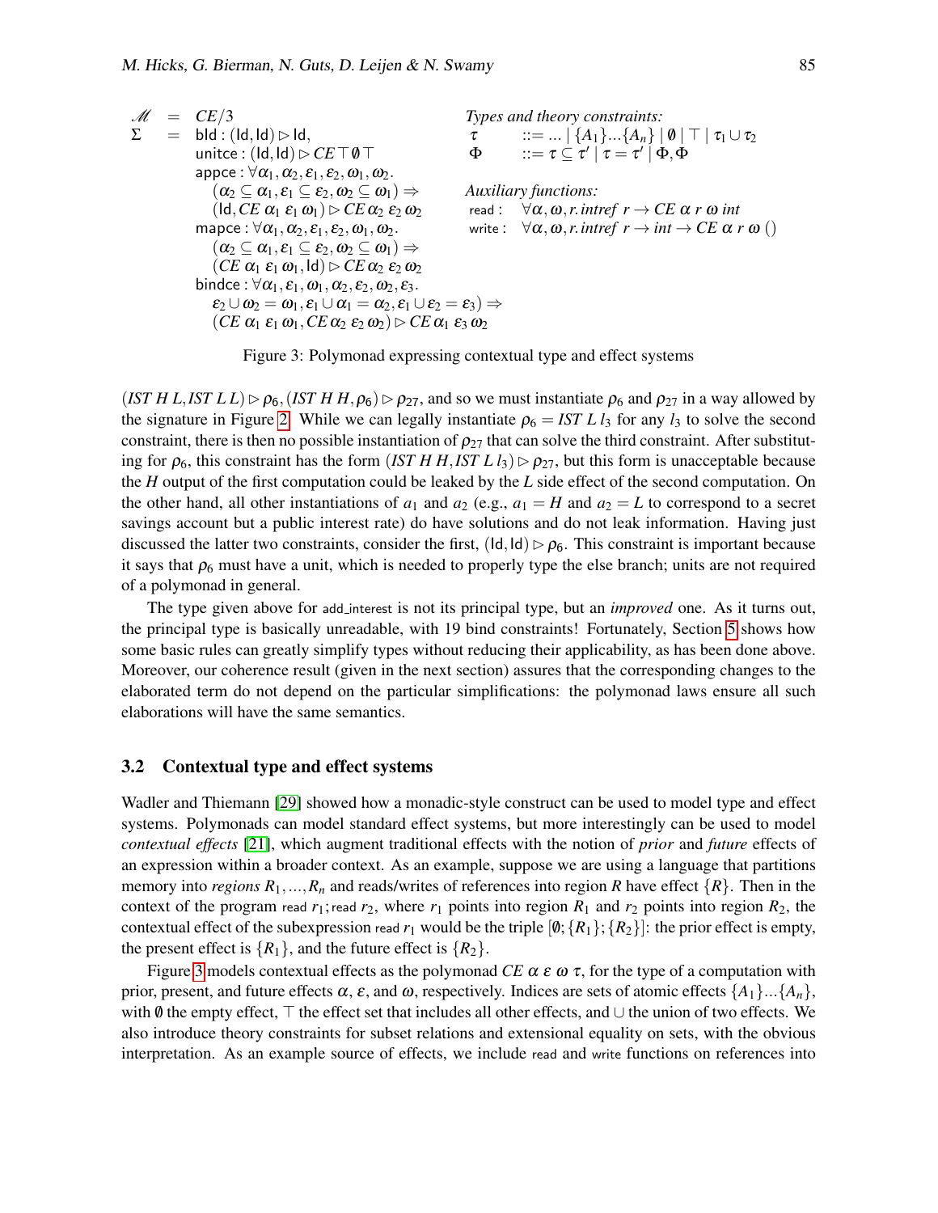$$
\begin{array}{lll}
\mathcal{M} & = & CE/3 \\
\Sigma & = & \mathsf{bId} : (\mathsf{Id}, \mathsf{Id}) \rhd \mathsf{Id}, \\
& & \mathsf{unitce} : (\mathsf{Id}, \mathsf{Id}) \rhd CE\, \top\, \emptyset\, \top \\
& & \mathsf{appce} : \forall \alpha_1, \alpha_2, \varepsilon_1, \varepsilon_2, \omega_1, \omega_2. \\
& & \quad (\alpha_2 \subseteq \alpha_1, \varepsilon_1 \subseteq \varepsilon_2, \omega_2 \subseteq \omega_1) \Rightarrow \\
& & \quad (\mathsf{Id}, CE\ \alpha_1\ \varepsilon_1\ \omega_1) \rhd CE\, \alpha_2\ \varepsilon_2\ \omega_2 \\
& & \mathsf{mapce} : \forall \alpha_1, \alpha_2, \varepsilon_1, \varepsilon_2, \omega_1, \omega_2. \\
& & \quad (\alpha_2 \subseteq \alpha_1, \varepsilon_1 \subseteq \varepsilon_2, \omega_2 \subseteq \omega_1) \Rightarrow \\
& & \quad (CE\ \alpha_1\ \varepsilon_1\ \omega_1, \mathsf{Id}) \rhd CE\, \alpha_2\ \varepsilon_2\ \omega_2 \\
& & \mathsf{bindce} : \forall \alpha_1, \varepsilon_1, \omega_1, \alpha_2, \varepsilon_2, \omega_2, \varepsilon_3. \\
& & \quad \varepsilon_2 \cup \omega_2 = \omega_1, \varepsilon_1 \cup \alpha_1 = \alpha_2, \varepsilon_1 \cup \varepsilon_2 = \varepsilon_3) \Rightarrow \\
& & \quad (CE\ \alpha_1\ \varepsilon_1\ \omega_1, CE\, \alpha_2\ \varepsilon_2\ \omega_2) \rhd CE\, \alpha_1\ \varepsilon_3\ \omega_2
\end{array}
$$

*Types and theory constraints:*

$$
\begin{array}{lll}
\tau & ::= & \ldots \mid \{A_1\} \ldots \{A_n\} \mid \emptyset \mid \top \mid \tau_1 \cup \tau_2 \\
\Phi & ::= & \tau \subseteq \tau' \mid \tau = \tau' \mid \Phi, \Phi
\end{array}
$$

*Auxiliary functions:*

$$
\begin{array}{ll}
\mathsf{read} : & \forall \alpha, \omega, r.\, intref\ r \to CE\ \alpha\ r\ \omega\ int \\
\mathsf{write} : & \forall \alpha, \omega, r.\, intref\ r \to int \to CE\ \alpha\ r\ \omega\ ()
\end{array}
$$

Figure 3: Polymonad expressing contextual type and effect systems

$(IST\ H\ L, IST\ L\ L) \rhd \rho_6, (IST\ H\ H, \rho_6) \rhd \rho_{27}$, and so we must instantiate $\rho_6$ and $\rho_{27}$ in a way allowed by the signature in Figure 2. While we can legally instantiate $\rho_6 = IST\ L\ l_3$ for any $l_3$ to solve the second constraint, there is then no possible instantiation of $\rho_{27}$ that can solve the third constraint. After substituting for $\rho_6$, this constraint has the form $(IST\ H\ H, IST\ L\ l_3) \rhd \rho_{27}$, but this form is unacceptable because the $H$ output of the first computation could be leaked by the $L$ side effect of the second computation. On the other hand, all other instantiations of $a_1$ and $a_2$ (e.g., $a_1 = H$ and $a_2 = L$ to correspond to a secret savings account but a public interest rate) do have solutions and do not leak information. Having just discussed the latter two constraints, consider the first, $(\mathsf{Id}, \mathsf{Id}) \rhd \rho_6$. This constraint is important because it says that $\rho_6$ must have a unit, which is needed to properly type the else branch; units are not required of a polymonad in general.

The type given above for add_interest is not its principal type, but an *improved* one. As it turns out, the principal type is basically unreadable, with 19 bind constraints! Fortunately, Section 5 shows how some basic rules can greatly simplify types without reducing their applicability, as has been done above. Moreover, our coherence result (given in the next section) assures that the corresponding changes to the elaborated term do not depend on the particular simplifications: the polymonad laws ensure all such elaborations will have the same semantics.

### 3.2 Contextual type and effect systems

Wadler and Thiemann [29] showed how a monadic-style construct can be used to model type and effect systems. Polymonads can model standard effect systems, but more interestingly can be used to model *contextual effects* [21], which augment traditional effects with the notion of *prior* and *future* effects of an expression within a broader context. As an example, suppose we are using a language that partitions memory into *regions* $R_1, \ldots, R_n$ and reads/writes of references into region $R$ have effect $\{R\}$. Then in the context of the program read $r_1$; read $r_2$, where $r_1$ points into region $R_1$ and $r_2$ points into region $R_2$, the contextual effect of the subexpression read $r_1$ would be the triple $[\emptyset; \{R_1\}; \{R_2\}]$: the prior effect is empty, the present effect is $\{R_1\}$, and the future effect is $\{R_2\}$.

Figure 3 models contextual effects as the polymonad $CE\ \alpha\ \varepsilon\ \omega\ \tau$, for the type of a computation with prior, present, and future effects $\alpha$, $\varepsilon$, and $\omega$, respectively. Indices are sets of atomic effects $\{A_1\} \ldots \{A_n\}$, with $\emptyset$ the empty effect, $\top$ the effect set that includes all other effects, and $\cup$ the union of two effects. We also introduce theory constraints for subset relations and extensional equality on sets, with the obvious interpretation. As an example source of effects, we include read and write functions on references into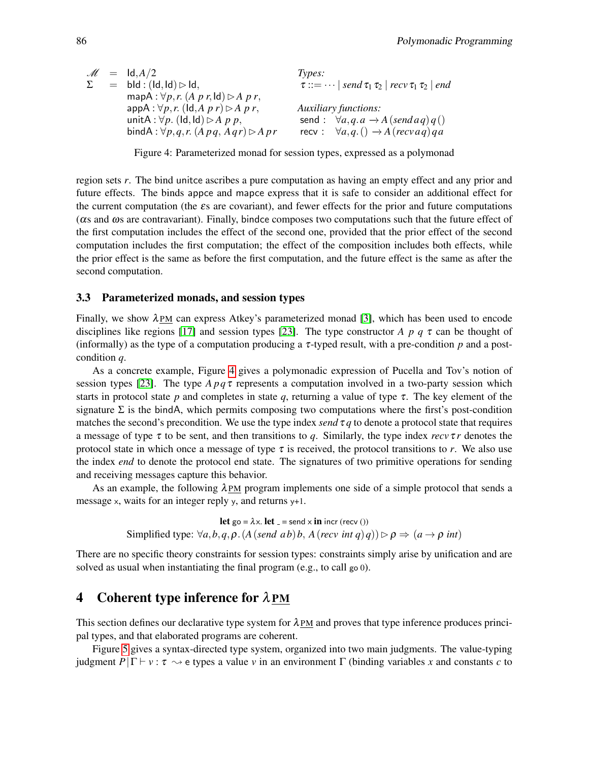$$
\begin{array}{lll}
\mathscr{M} & = & \mathsf{Id}, A/2 \\
\Sigma & = & \mathsf{bId} : (\mathsf{Id},\mathsf{Id}) \rhd \mathsf{Id}, \\
 & & \mathsf{mapA} : \forall p,r.\ (A\ p\ r, \mathsf{Id}) \rhd A\ p\ r, \\
 & & \mathsf{appA} : \forall p,r.\ (\mathsf{Id}, A\ p\ r) \rhd A\ p\ r, \\
 & & \mathsf{unitA} : \forall p.\ (\mathsf{Id},\mathsf{Id}) \rhd A\ p\ p, \\
 & & \mathsf{bindA} : \forall p,q,r.\ (A\, p\, q,\ A\, q\, r) \rhd A\, p\, r
\end{array}
\qquad
\begin{array}{ll}
\textit{Types:} & \\
\tau ::= \cdots \mid \textit{send}\,\tau_1\,\tau_2 \mid \textit{recv}\,\tau_1\,\tau_2 \mid \textit{end} & \\
\textit{Auxiliary functions:} & \\
\mathsf{send} : \ \forall a,q.\, a \rightarrow A\,(\textit{send}\, a\, q)\, q\, () & \\
\mathsf{recv} : \ \forall a,q.\, () \rightarrow A\,(\textit{recv}\, a\, q)\, q\, a &
\end{array}
$$

Figure 4: Parameterized monad for session types, expressed as a polymonad

region sets $r$. The bind unitce ascribes a pure computation as having an empty effect and any prior and future effects. The binds appce and mapce express that it is safe to consider an additional effect for the current computation (the $\varepsilon$s are covariant), and fewer effects for the prior and future computations ($\alpha$s and $\omega$s are contravariant). Finally, bindce composes two computations such that the future effect of the first computation includes the effect of the second one, provided that the prior effect of the second computation includes the first computation; the effect of the composition includes both effects, while the prior effect is the same as before the first computation, and the future effect is the same as after the second computation.

### 3.3 Parameterized monads, and session types

Finally, we show $\lambda_{\underline{PM}}$ can express Atkey's parameterized monad [3], which has been used to encode disciplines like regions [17] and session types [23]. The type constructor $A\ p\ q\ \tau$ can be thought of (informally) as the type of a computation producing a $\tau$-typed result, with a pre-condition $p$ and a post-condition $q$.

As a concrete example, Figure 4 gives a polymonadic expression of Pucella and Tov's notion of session types [23]. The type $A\,p\,q\,\tau$ represents a computation involved in a two-party session which starts in protocol state $p$ and completes in state $q$, returning a value of type $\tau$. The key element of the signature $\Sigma$ is the bindA, which permits composing two computations where the first's post-condition matches the second's precondition. We use the type index $\textit{send}\,\tau\,q$ to denote a protocol state that requires a message of type $\tau$ to be sent, and then transitions to $q$. Similarly, the type index $\textit{recv}\,\tau\,r$ denotes the protocol state in which once a message of type $\tau$ is received, the protocol transitions to $r$. We also use the index *end* to denote the protocol end state. The signatures of two primitive operations for sending and receiving messages capture this behavior.

As an example, the following $\lambda_{\underline{PM}}$ program implements one side of a simple protocol that sends a message x, waits for an integer reply y, and returns y+1.

$$
\textbf{let}\ \mathsf{go} = \lambda \mathsf{x}.\ \textbf{let}\ \_ = \mathsf{send}\ \mathsf{x}\ \textbf{in}\ \mathsf{incr}\ (\mathsf{recv}\ ())
$$
$$
\text{Simplified type: } \forall a,b,q,\rho.\,(A\,(\textit{send}\ a\,b)\,b,\ A\,(\textit{recv}\ \textit{int}\ q)\,q)) \rhd \rho \Rightarrow (a \rightarrow \rho\ \textit{int})
$$

There are no specific theory constraints for session types: constraints simply arise by unification and are solved as usual when instantiating the final program (e.g., to call go 0).

## 4 Coherent type inference for $\lambda_{\underline{PM}}$

This section defines our declarative type system for $\lambda_{\underline{PM}}$ and proves that type inference produces principal types, and that elaborated programs are coherent.

Figure 5 gives a syntax-directed type system, organized into two main judgments. The value-typing judgment $P\,|\,\Gamma \vdash v : \tau \rightsquigarrow \mathsf{e}$ types a value $v$ in an environment $\Gamma$ (binding variables $x$ and constants $c$ to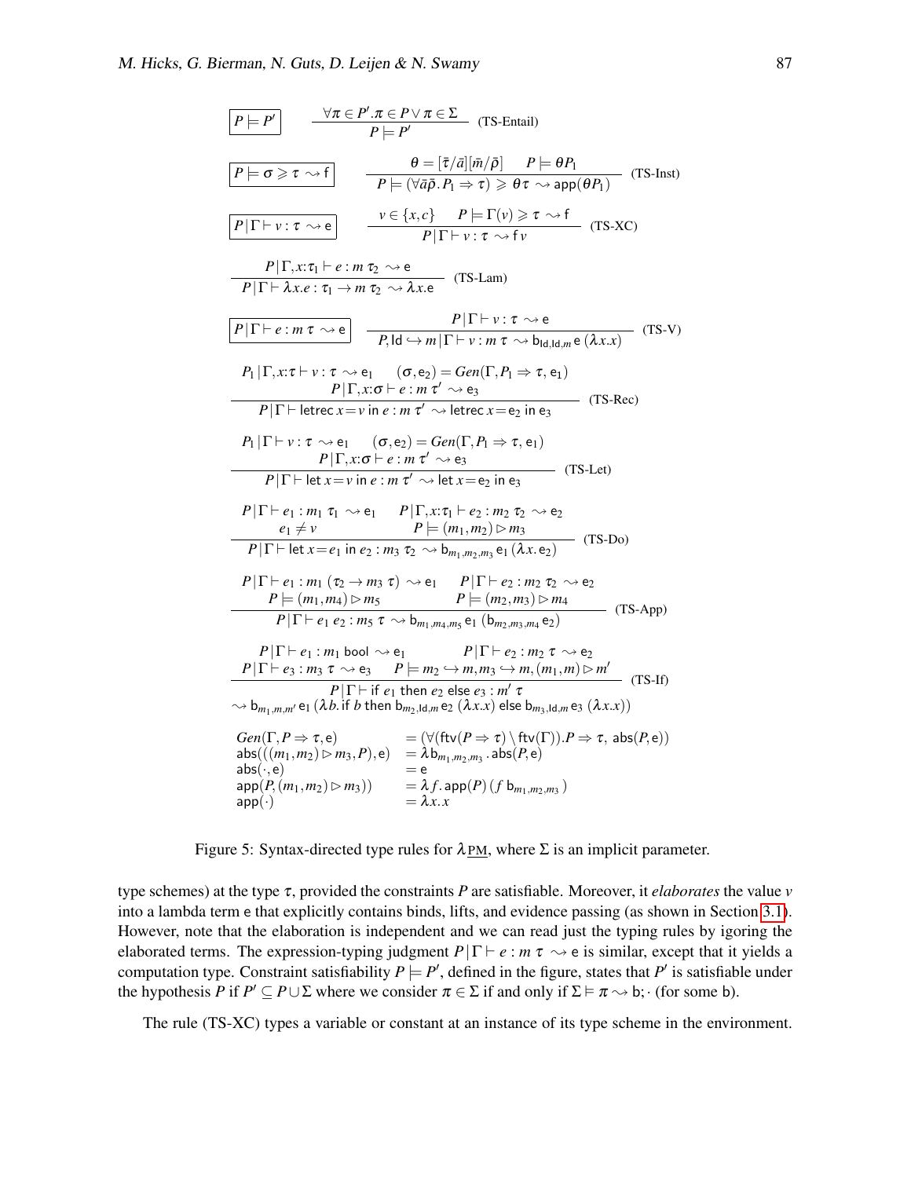$$\boxed{P \models P'} \qquad \frac{\forall \pi \in P'. \pi \in P \vee \pi \in \Sigma}{P \models P'} \text{ (TS-Entail)}$$

$$\boxed{P \models \sigma \geqslant \tau \rightsquigarrow \mathsf{f}} \qquad \frac{\theta = [\bar{\tau}/\bar{a}][\bar{m}/\bar{\rho}] \quad P \models \theta P_1}{P \models (\forall \bar{a}\bar{\rho}. P_1 \Rightarrow \tau) \geqslant \theta\tau \rightsquigarrow \mathsf{app}(\theta P_1)} \text{ (TS-Inst)}$$

$$\boxed{P \,|\, \Gamma \vdash v : \tau \rightsquigarrow \mathsf{e}} \qquad \frac{v \in \{x, c\} \quad P \models \Gamma(v) \geqslant \tau \rightsquigarrow \mathsf{f}}{P \,|\, \Gamma \vdash v : \tau \rightsquigarrow \mathsf{f}\, v} \text{ (TS-XC)}$$

$$\frac{P \,|\, \Gamma, x{:}\tau_1 \vdash e : m\ \tau_2 \rightsquigarrow \mathsf{e}}{P \,|\, \Gamma \vdash \lambda x.e : \tau_1 \to m\ \tau_2 \rightsquigarrow \lambda x.\mathsf{e}} \text{ (TS-Lam)}$$

$$\boxed{P \,|\, \Gamma \vdash e : m\ \tau \rightsquigarrow \mathsf{e}} \qquad \frac{P \,|\, \Gamma \vdash v : \tau \rightsquigarrow \mathsf{e}}{P, \mathsf{Id} \hookrightarrow m \,|\, \Gamma \vdash v : m\ \tau \rightsquigarrow \mathsf{b}_{\mathsf{Id},\mathsf{Id},m}\, \mathsf{e}\ (\lambda x.x)} \text{ (TS-V)}$$

$$\frac{P_1 \,|\, \Gamma, x{:}\tau \vdash v : \tau \rightsquigarrow \mathsf{e}_1 \quad (\sigma, \mathsf{e}_2) = Gen(\Gamma, P_1 \Rightarrow \tau, \mathsf{e}_1) \quad P \,|\, \Gamma, x{:}\sigma \vdash e : m\ \tau' \rightsquigarrow \mathsf{e}_3}{P \,|\, \Gamma \vdash \mathsf{letrec}\ x = v\ \mathsf{in}\ e : m\ \tau' \rightsquigarrow \mathsf{letrec}\ x = \mathsf{e}_2\ \mathsf{in}\ \mathsf{e}_3} \text{ (TS-Rec)}$$

$$\frac{P_1 \,|\, \Gamma \vdash v : \tau \rightsquigarrow \mathsf{e}_1 \quad (\sigma, \mathsf{e}_2) = Gen(\Gamma, P_1 \Rightarrow \tau, \mathsf{e}_1) \quad P \,|\, \Gamma, x{:}\sigma \vdash e : m\ \tau' \rightsquigarrow \mathsf{e}_3}{P \,|\, \Gamma \vdash \mathsf{let}\ x = v\ \mathsf{in}\ e : m\ \tau' \rightsquigarrow \mathsf{let}\ x = \mathsf{e}_2\ \mathsf{in}\ \mathsf{e}_3} \text{ (TS-Let)}$$

$$\frac{P \,|\, \Gamma \vdash e_1 : m_1\ \tau_1 \rightsquigarrow \mathsf{e}_1 \quad P \,|\, \Gamma, x{:}\tau_1 \vdash e_2 : m_2\ \tau_2 \rightsquigarrow \mathsf{e}_2 \quad e_1 \neq v \quad P \models (m_1, m_2) \rhd m_3}{P \,|\, \Gamma \vdash \mathsf{let}\ x = e_1\ \mathsf{in}\ e_2 : m_3\ \tau_2 \rightsquigarrow \mathsf{b}_{m_1,m_2,m_3}\, \mathsf{e}_1\ (\lambda x.\, \mathsf{e}_2)} \text{ (TS-Do)}$$

$$\frac{P \,|\, \Gamma \vdash e_1 : m_1\ (\tau_2 \to m_3\ \tau) \rightsquigarrow \mathsf{e}_1 \quad P \,|\, \Gamma \vdash e_2 : m_2\ \tau_2 \rightsquigarrow \mathsf{e}_2 \quad P \models (m_1, m_4) \rhd m_5 \quad P \models (m_2, m_3) \rhd m_4}{P \,|\, \Gamma \vdash e_1\ e_2 : m_5\ \tau \rightsquigarrow \mathsf{b}_{m_1,m_4,m_5}\, \mathsf{e}_1\ (\mathsf{b}_{m_2,m_3,m_4}\, \mathsf{e}_2)} \text{ (TS-App)}$$

$$\frac{P \,|\, \Gamma \vdash e_1 : m_1\ \mathsf{bool} \rightsquigarrow \mathsf{e}_1 \quad P \,|\, \Gamma \vdash e_2 : m_2\ \tau \rightsquigarrow \mathsf{e}_2 \quad P \,|\, \Gamma \vdash e_3 : m_3\ \tau \rightsquigarrow \mathsf{e}_3 \quad P \models m_2 \hookrightarrow m, m_3 \hookrightarrow m, (m_1, m) \rhd m'}{\begin{array}{c} P \,|\, \Gamma \vdash \mathsf{if}\ e_1\ \mathsf{then}\ e_2\ \mathsf{else}\ e_3 : m'\ \tau \\ \rightsquigarrow \mathsf{b}_{m_1,m,m'}\, \mathsf{e}_1\ (\lambda b.\, \mathsf{if}\ b\ \mathsf{then}\ \mathsf{b}_{m_2,\mathsf{Id},m}\, \mathsf{e}_2\ (\lambda x.x)\ \mathsf{else}\ \mathsf{b}_{m_3,\mathsf{Id},m}\, \mathsf{e}_3\ (\lambda x.x)) \end{array}} \text{ (TS-If)}$$

$$\begin{array}{ll}
Gen(\Gamma, P \Rightarrow \tau, \mathsf{e}) & = (\forall (\mathsf{ftv}(P \Rightarrow \tau) \setminus \mathsf{ftv}(\Gamma)). P \Rightarrow \tau,\ \mathsf{abs}(P, \mathsf{e})) \\
\mathsf{abs}(((m_1, m_2) \rhd m_3, P), \mathsf{e}) & = \lambda \mathsf{b}_{m_1,m_2,m_3}.\, \mathsf{abs}(P, \mathsf{e}) \\
\mathsf{abs}(\cdot, \mathsf{e}) & = \mathsf{e} \\
\mathsf{app}(P, (m_1, m_2) \rhd m_3)) & = \lambda f.\, \mathsf{app}(P)\,(f\ \mathsf{b}_{m_1,m_2,m_3}) \\
\mathsf{app}(\cdot) & = \lambda x.x
\end{array}$$

Figure 5: Syntax-directed type rules for $\lambda_{\underline{PM}}$, where $\Sigma$ is an implicit parameter.

type schemes) at the type $\tau$, provided the constraints $P$ are satisfiable. Moreover, it *elaborates* the value $v$ into a lambda term e that explicitly contains binds, lifts, and evidence passing (as shown in Section 3.1). However, note that the elaboration is independent and we can read just the typing rules by igoring the elaborated terms. The expression-typing judgment $P \,|\, \Gamma \vdash e : m\ \tau \rightsquigarrow \mathsf{e}$ is similar, except that it yields a computation type. Constraint satisfiability $P \models P'$, defined in the figure, states that $P'$ is satisfiable under the hypothesis $P$ if $P' \subseteq P \cup \Sigma$ where we consider $\pi \in \Sigma$ if and only if $\Sigma \vDash \pi \rightsquigarrow \mathsf{b}; \cdot$ (for some b).

The rule (TS-XC) types a variable or constant at an instance of its type scheme in the environment.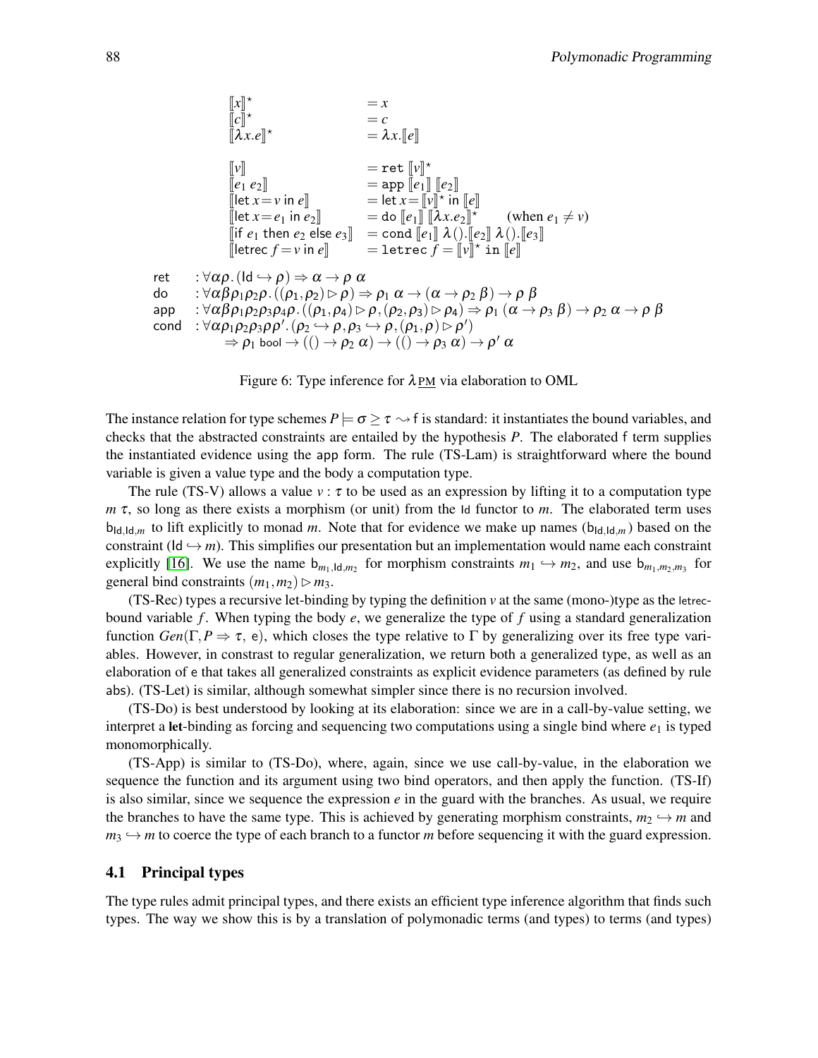$$
\begin{array}{lll}
[\![x]\!]^\star & = x \\
[\![c]\!]^\star & = c \\
[\![\lambda x.e]\!]^\star & = \lambda x.[\![e]\!] \\
\\
[\![v]\!] & = \texttt{ret}\ [\![v]\!]^\star \\
[\![e_1\ e_2]\!] & = \mathsf{app}\ [\![e_1]\!]\ [\![e_2]\!] \\
[\![\mathsf{let}\ x = v\ \mathsf{in}\ e]\!] & = \mathsf{let}\ x = [\![v]\!]^\star\ \mathsf{in}\ [\![e]\!] \\
[\![\mathsf{let}\ x = e_1\ \mathsf{in}\ e_2]\!] & = \mathsf{do}\ [\![e_1]\!]\ [\![\lambda x.e_2]\!]^\star & \text{(when } e_1 \neq v\text{)} \\
[\![\mathsf{if}\ e_1\ \mathsf{then}\ e_2\ \mathsf{else}\ e_3]\!] & = \mathsf{cond}\ [\![e_1]\!]\ \lambda().[\![e_2]\!]\ \lambda().[\![e_3]\!] \\
[\![\mathsf{letrec}\ f = v\ \mathsf{in}\ e]\!] & = \texttt{letrec}\ f = [\![v]\!]^\star\ \texttt{in}\ [\![e]\!]
\end{array}
$$

$$
\begin{array}{ll}
\mathsf{ret} & : \forall \alpha\rho.\,(\mathsf{Id} \hookrightarrow \rho) \Rightarrow \alpha \to \rho\ \alpha \\
\mathsf{do} & : \forall \alpha\beta\rho_1\rho_2\rho.\,((\rho_1,\rho_2) \rhd \rho) \Rightarrow \rho_1\ \alpha \to (\alpha \to \rho_2\ \beta) \to \rho\ \beta \\
\mathsf{app} & : \forall \alpha\beta\rho_1\rho_2\rho_3\rho_4\rho.\,((\rho_1,\rho_4) \rhd \rho, (\rho_2,\rho_3) \rhd \rho_4) \Rightarrow \rho_1\ (\alpha \to \rho_3\ \beta) \to \rho_2\ \alpha \to \rho\ \beta \\
\mathsf{cond} & : \forall \alpha\rho_1\rho_2\rho_3\rho\rho'.\,(\rho_2 \hookrightarrow \rho, \rho_3 \hookrightarrow \rho, (\rho_1,\rho) \rhd \rho') \\
& \quad \Rightarrow \rho_1\ \mathsf{bool} \to (() \to \rho_2\ \alpha) \to (() \to \rho_3\ \alpha) \to \rho'\ \alpha
\end{array}
$$

Figure 6: Type inference for $\lambda_{\underline{\text{PM}}}$ via elaboration to OML

The instance relation for type schemes $P \models \sigma \geq \tau \leadsto \mathsf{f}$ is standard: it instantiates the bound variables, and checks that the abstracted constraints are entailed by the hypothesis $P$. The elaborated $\mathsf{f}$ term supplies the instantiated evidence using the app form. The rule (TS-Lam) is straightforward where the bound variable is given a value type and the body a computation type.

The rule (TS-V) allows a value $v : \tau$ to be used as an expression by lifting it to a computation type $m\ \tau$, so long as there exists a morphism (or unit) from the Id functor to $m$. The elaborated term uses $\mathsf{b}_{\mathsf{Id},\mathsf{Id},m}$ to lift explicitly to monad $m$. Note that for evidence we make up names ($\mathsf{b}_{\mathsf{Id},\mathsf{Id},m}$) based on the constraint ($\mathsf{Id} \hookrightarrow m$). This simplifies our presentation but an implementation would name each constraint explicitly [16]. We use the name $\mathsf{b}_{m_1,\mathsf{Id},m_2}$ for morphism constraints $m_1 \hookrightarrow m_2$, and use $\mathsf{b}_{m_1,m_2,m_3}$ for general bind constraints $(m_1,m_2) \rhd m_3$.

(TS-Rec) types a recursive let-binding by typing the definition $v$ at the same (mono-)type as the letrec-bound variable $f$. When typing the body $e$, we generalize the type of $f$ using a standard generalization function $Gen(\Gamma, P \Rightarrow \tau,\ \mathsf{e})$, which closes the type relative to $\Gamma$ by generalizing over its free type variables. However, in constrast to regular generalization, we return both a generalized type, as well as an elaboration of e that takes all generalized constraints as explicit evidence parameters (as defined by rule abs). (TS-Let) is similar, although somewhat simpler since there is no recursion involved.

(TS-Do) is best understood by looking at its elaboration: since we are in a call-by-value setting, we interpret a **let**-binding as forcing and sequencing two computations using a single bind where $e_1$ is typed monomorphically.

(TS-App) is similar to (TS-Do), where, again, since we use call-by-value, in the elaboration we sequence the function and its argument using two bind operators, and then apply the function. (TS-If) is also similar, since we sequence the expression $e$ in the guard with the branches. As usual, we require the branches to have the same type. This is achieved by generating morphism constraints, $m_2 \hookrightarrow m$ and $m_3 \hookrightarrow m$ to coerce the type of each branch to a functor $m$ before sequencing it with the guard expression.

## 4.1 Principal types

The type rules admit principal types, and there exists an efficient type inference algorithm that finds such types. The way we show this is by a translation of polymonadic terms (and types) to terms (and types)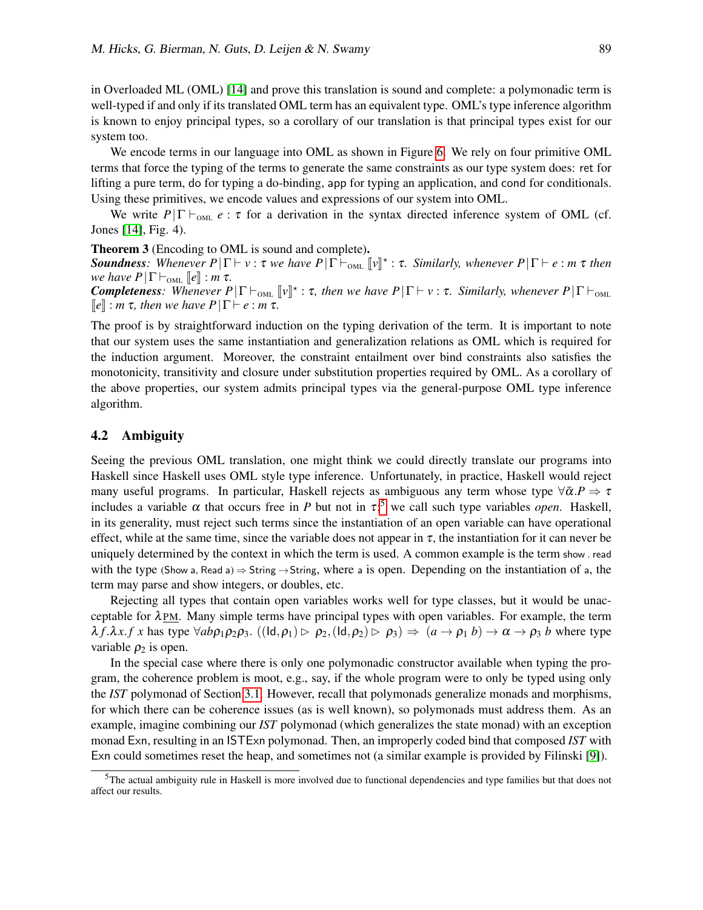in Overloaded ML (OML) [14] and prove this translation is sound and complete: a polymonadic term is well-typed if and only if its translated OML term has an equivalent type. OML's type inference algorithm is known to enjoy principal types, so a corollary of our translation is that principal types exist for our system too.

We encode terms in our language into OML as shown in Figure 6. We rely on four primitive OML terms that force the typing of the terms to generate the same constraints as our type system does: ret for lifting a pure term, do for typing a do-binding, app for typing an application, and cond for conditionals. Using these primitives, we encode values and expressions of our system into OML.

We write $P|\Gamma \vdash_{\text{OML}} e : \tau$ for a derivation in the syntax directed inference system of OML (cf. Jones [14], Fig. 4).

**Theorem 3** (Encoding to OML is sound and complete)**.**
***Soundness****: Whenever $P|\Gamma \vdash v : \tau$ we have $P|\Gamma \vdash_{\text{OML}} [\![v]\!]^{\star} : \tau$. Similarly, whenever $P|\Gamma \vdash e : m\ \tau$ then we have $P|\Gamma \vdash_{\text{OML}} [\![e]\!] : m\ \tau$.*
***Completeness****: Whenever $P|\Gamma \vdash_{\text{OML}} [\![v]\!]^{\star} : \tau$, then we have $P|\Gamma \vdash v : \tau$. Similarly, whenever $P|\Gamma \vdash_{\text{OML}} [\![e]\!] : m\ \tau$, then we have $P|\Gamma \vdash e : m\ \tau$.*

The proof is by straightforward induction on the typing derivation of the term. It is important to note that our system uses the same instantiation and generalization relations as OML which is required for the induction argument. Moreover, the constraint entailment over bind constraints also satisfies the monotonicity, transitivity and closure under substitution properties required by OML. As a corollary of the above properties, our system admits principal types via the general-purpose OML type inference algorithm.

## 4.2 Ambiguity

Seeing the previous OML translation, one might think we could directly translate our programs into Haskell since Haskell uses OML style type inference. Unfortunately, in practice, Haskell would reject many useful programs. In particular, Haskell rejects as ambiguous any term whose type $\forall\bar{\alpha}.P \Rightarrow \tau$ includes a variable $\alpha$ that occurs free in $P$ but not in $\tau$;[5] we call such type variables *open*. Haskell, in its generality, must reject such terms since the instantiation of an open variable can have operational effect, while at the same time, since the variable does not appear in $\tau$, the instantiation for it can never be uniquely determined by the context in which the term is used. A common example is the term show . read with the type (Show a, Read a) $\Rightarrow$ String $\rightarrow$ String, where a is open. Depending on the instantiation of a, the term may parse and show integers, or doubles, etc.

Rejecting all types that contain open variables works well for type classes, but it would be unacceptable for $\lambda_{\underline{\text{PM}}}$. Many simple terms have principal types with open variables. For example, the term $\lambda f.\lambda x.f\ x$ has type $\forall ab\rho_1\rho_2\rho_3.\ ((\mathsf{Id},\rho_1) \rhd \rho_2, (\mathsf{Id},\rho_2) \rhd \rho_3) \Rightarrow (a \rightarrow \rho_1\ b) \rightarrow \alpha \rightarrow \rho_3\ b$ where type variable $\rho_2$ is open.

In the special case where there is only one polymonadic constructor available when typing the program, the coherence problem is moot, e.g., say, if the whole program were to only be typed using only the *IST* polymonad of Section 3.1. However, recall that polymonads generalize monads and morphisms, for which there can be coherence issues (as is well known), so polymonads must address them. As an example, imagine combining our *IST* polymonad (which generalizes the state monad) with an exception monad Exn, resulting in an ISTExn polymonad. Then, an improperly coded bind that composed *IST* with Exn could sometimes reset the heap, and sometimes not (a similar example is provided by Filinski [9]).

[5] The actual ambiguity rule in Haskell is more involved due to functional dependencies and type families but that does not affect our results.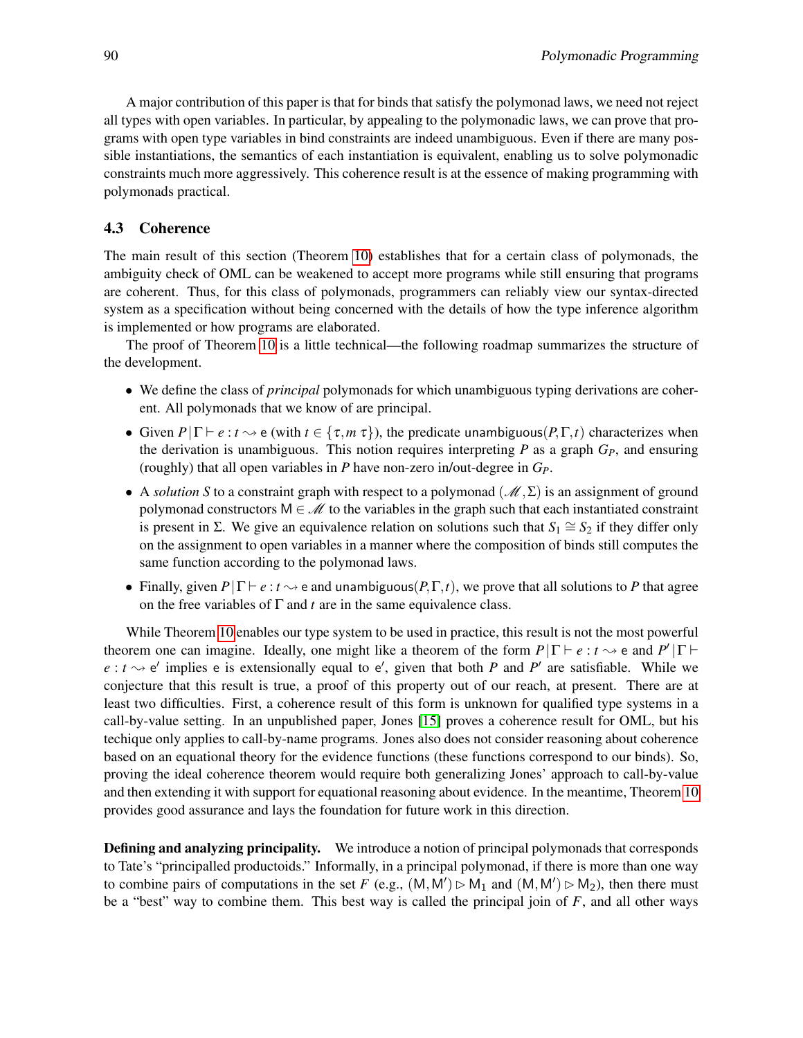A major contribution of this paper is that for binds that satisfy the polymonad laws, we need not reject all types with open variables. In particular, by appealing to the polymonadic laws, we can prove that programs with open type variables in bind constraints are indeed unambiguous. Even if there are many possible instantiations, the semantics of each instantiation is equivalent, enabling us to solve polymonadic constraints much more aggressively. This coherence result is at the essence of making programming with polymonads practical.

### 4.3 Coherence

The main result of this section (Theorem 10) establishes that for a certain class of polymonads, the ambiguity check of OML can be weakened to accept more programs while still ensuring that programs are coherent. Thus, for this class of polymonads, programmers can reliably view our syntax-directed system as a specification without being concerned with the details of how the type inference algorithm is implemented or how programs are elaborated.

The proof of Theorem 10 is a little technical—the following roadmap summarizes the structure of the development.

- We define the class of *principal* polymonads for which unambiguous typing derivations are coherent. All polymonads that we know of are principal.
- Given $P \,|\, \Gamma \vdash e : t \rightsquigarrow \mathsf{e}$ (with $t \in \{\tau, m\ \tau\}$), the predicate $\mathsf{unambiguous}(P,\Gamma,t)$ characterizes when the derivation is unambiguous. This notion requires interpreting $P$ as a graph $G_P$, and ensuring (roughly) that all open variables in $P$ have non-zero in/out-degree in $G_P$.
- A *solution* $S$ to a constraint graph with respect to a polymonad $(\mathscr{M}, \Sigma)$ is an assignment of ground polymonad constructors $\mathsf{M} \in \mathscr{M}$ to the variables in the graph such that each instantiated constraint is present in $\Sigma$. We give an equivalence relation on solutions such that $S_1 \cong S_2$ if they differ only on the assignment to open variables in a manner where the composition of binds still computes the same function according to the polymonad laws.
- Finally, given $P \,|\, \Gamma \vdash e : t \rightsquigarrow \mathsf{e}$ and $\mathsf{unambiguous}(P,\Gamma,t)$, we prove that all solutions to $P$ that agree on the free variables of $\Gamma$ and $t$ are in the same equivalence class.

While Theorem 10 enables our type system to be used in practice, this result is not the most powerful theorem one can imagine. Ideally, one might like a theorem of the form $P \,|\, \Gamma \vdash e : t \rightsquigarrow \mathsf{e}$ and $P' \,|\, \Gamma \vdash e : t \rightsquigarrow \mathsf{e}'$ implies $\mathsf{e}$ is extensionally equal to $\mathsf{e}'$, given that both $P$ and $P'$ are satisfiable. While we conjecture that this result is true, a proof of this property out of our reach, at present. There are at least two difficulties. First, a coherence result of this form is unknown for qualified type systems in a call-by-value setting. In an unpublished paper, Jones [15] proves a coherence result for OML, but his techique only applies to call-by-name programs. Jones also does not consider reasoning about coherence based on an equational theory for the evidence functions (these functions correspond to our binds). So, proving the ideal coherence theorem would require both generalizing Jones' approach to call-by-value and then extending it with support for equational reasoning about evidence. In the meantime, Theorem 10 provides good assurance and lays the foundation for future work in this direction.

**Defining and analyzing principality.** We introduce a notion of principal polymonads that corresponds to Tate's "principalled productoids." Informally, in a principal polymonad, if there is more than one way to combine pairs of computations in the set $F$ (e.g., $(\mathsf{M},\mathsf{M}') \rhd \mathsf{M}_1$ and $(\mathsf{M},\mathsf{M}') \rhd \mathsf{M}_2$), then there must be a "best" way to combine them. This best way is called the principal join of $F$, and all other ways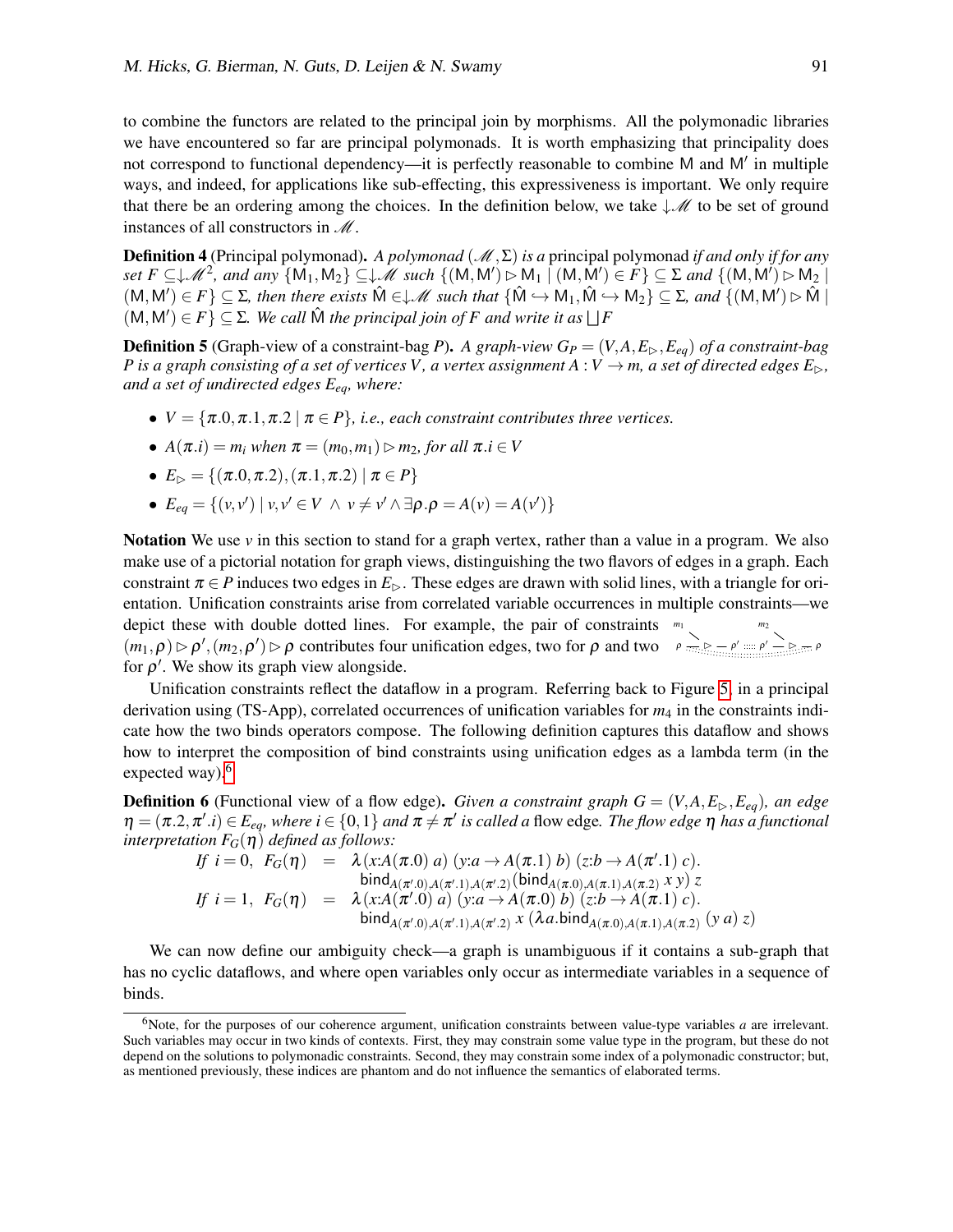to combine the functors are related to the principal join by morphisms. All the polymonadic libraries we have encountered so far are principal polymonads. It is worth emphasizing that principality does not correspond to functional dependency—it is perfectly reasonable to combine $\mathsf{M}$ and $\mathsf{M}'$ in multiple ways, and indeed, for applications like sub-effecting, this expressiveness is important. We only require that there be an ordering among the choices. In the definition below, we take $\downarrow\mathscr{M}$ to be set of ground instances of all constructors in $\mathscr{M}$.

**Definition 4** (Principal polymonad). *A polymonad $(\mathscr{M},\Sigma)$ is a* principal polymonad *if and only if for any set $F \subseteq \downarrow\mathscr{M}^2$, and any $\{\mathsf{M}_1,\mathsf{M}_2\} \subseteq \downarrow\mathscr{M}$ such $\{(\mathsf{M},\mathsf{M}') \rhd \mathsf{M}_1 \mid (\mathsf{M},\mathsf{M}') \in F\} \subseteq \Sigma$ and $\{(\mathsf{M},\mathsf{M}') \rhd \mathsf{M}_2 \mid (\mathsf{M},\mathsf{M}') \in F\} \subseteq \Sigma$, then there exists $\hat{\mathsf{M}} \in \downarrow\mathscr{M}$ such that $\{\hat{\mathsf{M}} \hookrightarrow \mathsf{M}_1, \hat{\mathsf{M}} \hookrightarrow \mathsf{M}_2\} \subseteq \Sigma$, and $\{(\mathsf{M},\mathsf{M}') \rhd \hat{\mathsf{M}} \mid (\mathsf{M},\mathsf{M}') \in F\} \subseteq \Sigma$. We call $\hat{\mathsf{M}}$ the principal join of $F$ and write it as $\bigsqcup F$*

**Definition 5** (Graph-view of a constraint-bag $P$). *A graph-view $G_P = (V, A, E_\rhd, E_{eq})$ of a constraint-bag $P$ is a graph consisting of a set of vertices $V$, a vertex assignment $A : V \to m$, a set of directed edges $E_\rhd$, and a set of undirected edges $E_{eq}$, where:*

- *$V = \{\pi.0, \pi.1, \pi.2 \mid \pi \in P\}$, i.e., each constraint contributes three vertices.*
- *$A(\pi.i) = m_i$ when $\pi = (m_0, m_1) \rhd m_2$, for all $\pi.i \in V$*
- *$E_\rhd = \{(\pi.0, \pi.2), (\pi.1, \pi.2) \mid \pi \in P\}$*
- *$E_{eq} = \{(v, v') \mid v, v' \in V \;\wedge\; v \neq v' \wedge \exists\rho.\rho = A(v) = A(v')\}$*

**Notation** We use $v$ in this section to stand for a graph vertex, rather than a value in a program. We also make use of a pictorial notation for graph views, distinguishing the two flavors of edges in a graph. Each constraint $\pi \in P$ induces two edges in $E_\rhd$. These edges are drawn with solid lines, with a triangle for orientation. Unification constraints arise from correlated variable occurrences in multiple constraints—we depict these with double dotted lines. For example, the pair of constraints $(m_1, \rho) \rhd \rho', (m_2, \rho') \rhd \rho$ contributes four unification edges, two for $\rho$ and two for $\rho'$. We show its graph view alongside.

Unification constraints reflect the dataflow in a program. Referring back to Figure 5, in a principal derivation using (TS-App), correlated occurrences of unification variables for $m_4$ in the constraints indicate how the two binds operators compose. The following definition captures this dataflow and shows how to interpret the composition of bind constraints using unification edges as a lambda term (in the expected way).[6]

**Definition 6** (Functional view of a flow edge). *Given a constraint graph $G = (V, A, E_\rhd, E_{eq})$, an edge $\eta = (\pi.2, \pi'.i) \in E_{eq}$, where $i \in \{0,1\}$ and $\pi \neq \pi'$ is called a* flow edge*. The flow edge $\eta$ has a functional interpretation $F_G(\eta)$ defined as follows:*

$$
\begin{array}{lcl}
\textit{If } i = 0,\; F_G(\eta) & = & \lambda(x{:}A(\pi.0)\; a)\; (y{:}a \to A(\pi.1)\; b)\; (z{:}b \to A(\pi'.1)\; c). \\
& & \quad \mathsf{bind}_{A(\pi'.0),A(\pi'.1),A(\pi'.2)}(\mathsf{bind}_{A(\pi.0),A(\pi.1),A(\pi.2)}\; x\; y)\; z \\
\textit{If } i = 1,\; F_G(\eta) & = & \lambda(x{:}A(\pi'.0)\; a)\; (y{:}a \to A(\pi.0)\; b)\; (z{:}b \to A(\pi.1)\; c). \\
& & \quad \mathsf{bind}_{A(\pi'.0),A(\pi'.1),A(\pi'.2)}\; x\; (\lambda a.\mathsf{bind}_{A(\pi.0),A(\pi.1),A(\pi.2)}\; (y\; a)\; z)
\end{array}
$$

We can now define our ambiguity check—a graph is unambiguous if it contains a sub-graph that has no cyclic dataflows, and where open variables only occur as intermediate variables in a sequence of binds.

[6] Note, for the purposes of our coherence argument, unification constraints between value-type variables $a$ are irrelevant. Such variables may occur in two kinds of contexts. First, they may constrain some value type in the program, but these do not depend on the solutions to polymonadic constraints. Second, they may constrain some index of a polymonadic constructor; but, as mentioned previously, these indices are phantom and do not influence the semantics of elaborated terms.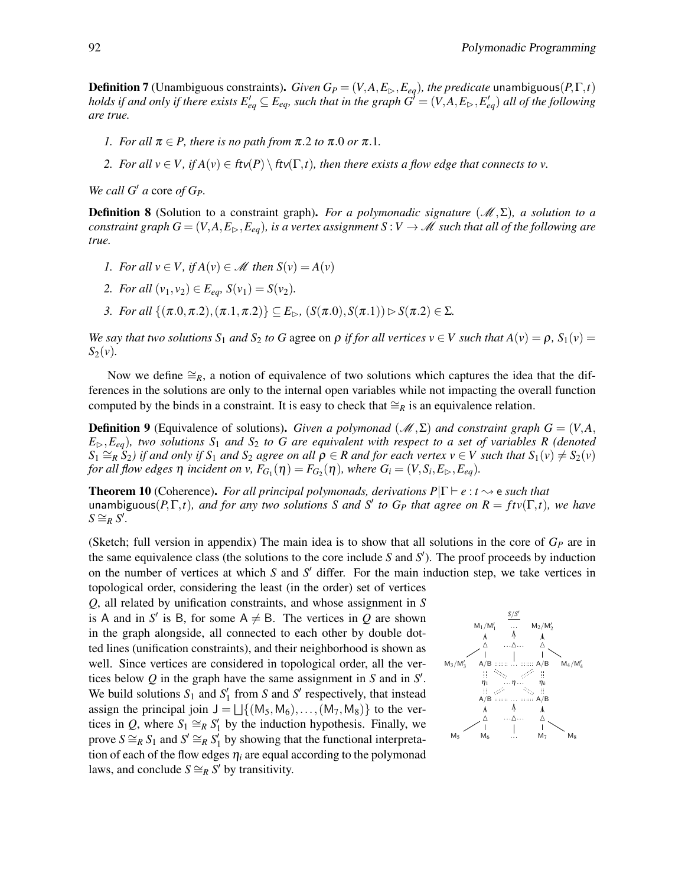**Definition 7** (Unambiguous constraints)**.** *Given $G_P = (V, A, E_\rhd, E_{eq})$, the predicate* unambiguous$(P, \Gamma, t)$ *holds if and only if there exists $E'_{eq} \subseteq E_{eq}$, such that in the graph $G' = (V, A, E_\rhd, E'_{eq})$ all of the following are true.*

1. *For all $\pi \in P$, there is no path from $\pi.2$ to $\pi.0$ or $\pi.1$.*
2. *For all $v \in V$, if $A(v) \in \mathsf{ftv}(P) \setminus \mathsf{ftv}(\Gamma, t)$, then there exists a flow edge that connects to $v$.*

*We call $G'$ a* core *of $G_P$.*

**Definition 8** (Solution to a constraint graph)**.** *For a polymonadic signature $(\mathcal{M}, \Sigma)$, a solution to a constraint graph $G = (V, A, E_\rhd, E_{eq})$, is a vertex assignment $S : V \to \mathcal{M}$ such that all of the following are true.*

1. *For all $v \in V$, if $A(v) \in \mathcal{M}$ then $S(v) = A(v)$*
2. *For all $(v_1, v_2) \in E_{eq}$, $S(v_1) = S(v_2)$.*
3. *For all $\{(\pi.0, \pi.2), (\pi.1, \pi.2)\} \subseteq E_\rhd$, $(S(\pi.0), S(\pi.1)) \rhd S(\pi.2) \in \Sigma$.*

*We say that two solutions $S_1$ and $S_2$ to $G$* agree on $\rho$ *if for all vertices $v \in V$ such that $A(v) = \rho$, $S_1(v) = S_2(v)$.*

Now we define $\cong_R$, a notion of equivalence of two solutions which captures the idea that the differences in the solutions are only to the internal open variables while not impacting the overall function computed by the binds in a constraint. It is easy to check that $\cong_R$ is an equivalence relation.

**Definition 9** (Equivalence of solutions)**.** *Given a polymonad $(\mathcal{M}, \Sigma)$ and constraint graph $G = (V, A, E_\rhd, E_{eq})$, two solutions $S_1$ and $S_2$ to $G$ are equivalent with respect to a set of variables $R$ (denoted $S_1 \cong_R S_2$) if and only if $S_1$ and $S_2$ agree on all $\rho \in R$ and for each vertex $v \in V$ such that $S_1(v) \neq S_2(v)$ for all flow edges $\eta$ incident on $v$, $F_{G_1}(\eta) = F_{G_2}(\eta)$, where $G_i = (V, S_i, E_\rhd, E_{eq})$.*

**Theorem 10** (Coherence)**.** *For all principal polymonads, derivations $P|\Gamma \vdash e : t \rightsquigarrow \mathsf{e}$ such that* unambiguous$(P, \Gamma, t)$*, and for any two solutions $S$ and $S'$ to $G_P$ that agree on $R = ftv(\Gamma, t)$, we have $S \cong_R S'$.*

(Sketch; full version in appendix) The main idea is to show that all solutions in the core of $G_P$ are in the same equivalence class (the solutions to the core include $S$ and $S'$). The proof proceeds by induction on the number of vertices at which $S$ and $S'$ differ. For the main induction step, we take vertices in topological order, considering the least (in the order) set of vertices $Q$, all related by unification constraints, and whose assignment in $S$ is A and in $S'$ is B, for some $\mathsf{A} \neq \mathsf{B}$. The vertices in $Q$ are shown in the graph alongside, all connected to each other by double dotted lines (unification constraints), and their neighborhood is shown as well. Since vertices are considered in topological order, all the vertices below $Q$ in the graph have the same assignment in $S$ and in $S'$. We build solutions $S_1$ and $S'_1$ from $S$ and $S'$ respectively, that instead assign the principal join $\mathsf{J} = \bigsqcup\{(\mathsf{M}_5, \mathsf{M}_6), \ldots, (\mathsf{M}_7, \mathsf{M}_8)\}$ to the vertices in $Q$, where $S_1 \cong_R S'_1$ by the induction hypothesis. Finally, we prove $S \cong_R S_1$ and $S' \cong_R S'_1$ by showing that the functional interpretation of each of the flow edges $\eta_i$ are equal according to the polymonad laws, and conclude $S \cong_R S'$ by transitivity.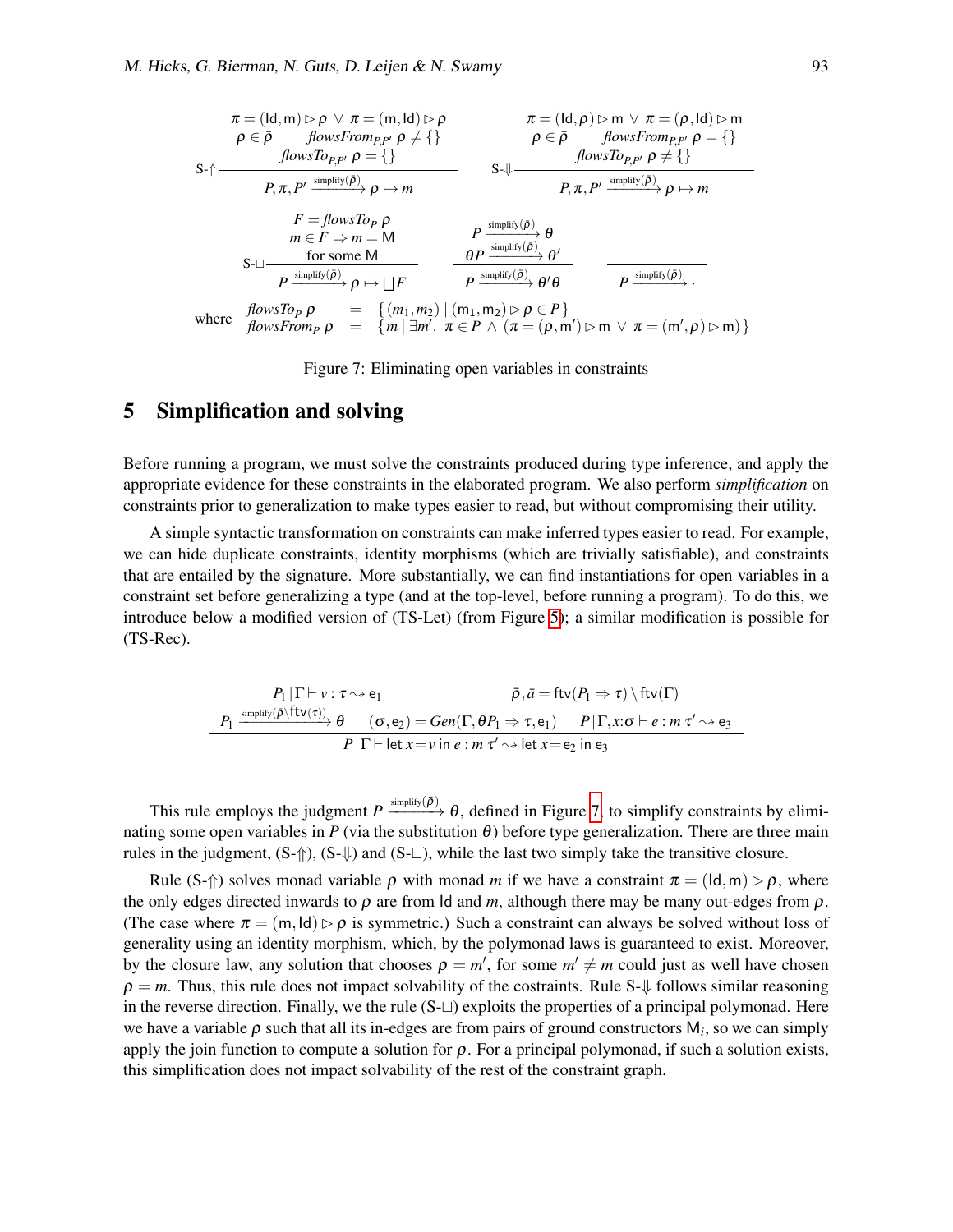$$
\text{S-}\Uparrow\frac{\begin{array}{c}\pi = (\mathsf{Id},\mathsf{m}) \rhd \rho \;\vee\; \pi = (\mathsf{m},\mathsf{Id}) \rhd \rho \\ \rho \in \bar{\rho} \qquad \mathit{flowsFrom}_{P,P'}\ \rho \neq \{\} \\ \mathit{flowsTo}_{P,P'}\ \rho = \{\}\end{array}}{P,\pi,P' \xrightarrow{\text{simplify}(\bar{\rho})} \rho \mapsto m}
\qquad
\text{S-}\Downarrow\frac{\begin{array}{c}\pi = (\mathsf{Id},\rho) \rhd \mathsf{m} \;\vee\; \pi = (\rho,\mathsf{Id}) \rhd \mathsf{m} \\ \rho \in \bar{\rho} \qquad \mathit{flowsFrom}_{P,P'}\ \rho = \{\} \\ \mathit{flowsTo}_{P,P'}\ \rho \neq \{\}\end{array}}{P,\pi,P' \xrightarrow{\text{simplify}(\bar{\rho})} \rho \mapsto m}
$$

$$
\text{S-}\sqcup\frac{\begin{array}{c}F = \mathit{flowsTo}_P\ \rho \\ m \in F \Rightarrow m = \mathsf{M} \\ \text{for some } \mathsf{M}\end{array}}{P \xrightarrow{\text{simplify}(\bar{\rho})} \rho \mapsto \bigsqcup F}
\qquad
\frac{\begin{array}{c}P \xrightarrow{\text{simplify}(\bar{\rho})} \theta \\ \theta P \xrightarrow{\text{simplify}(\bar{\rho})} \theta'\end{array}}{P \xrightarrow{\text{simplify}(\bar{\rho})} \theta'\theta}
\qquad
\frac{}{P \xrightarrow{\text{simplify}(\bar{\rho})} \cdot}
$$

$$
\text{where}\quad
\begin{array}{lcl}
\mathit{flowsTo}_P\ \rho & = & \{(m_1,m_2) \mid (\mathsf{m}_1,\mathsf{m}_2) \rhd \rho \in P\} \\
\mathit{flowsFrom}_P\ \rho & = & \{m \mid \exists m'.\ \pi \in P \wedge (\pi = (\rho,\mathsf{m}') \rhd \mathsf{m} \vee \pi = (\mathsf{m}',\rho) \rhd \mathsf{m})\}
\end{array}
$$

Figure 7: Eliminating open variables in constraints

## 5 Simplification and solving

Before running a program, we must solve the constraints produced during type inference, and apply the appropriate evidence for these constraints in the elaborated program. We also perform *simplification* on constraints prior to generalization to make types easier to read, but without compromising their utility.

A simple syntactic transformation on constraints can make inferred types easier to read. For example, we can hide duplicate constraints, identity morphisms (which are trivially satisfiable), and constraints that are entailed by the signature. More substantially, we can find instantiations for open variables in a constraint set before generalizing a type (and at the top-level, before running a program). To do this, we introduce below a modified version of (TS-Let) (from Figure 5); a similar modification is possible for (TS-Rec).

$$
\frac{\begin{array}{cc}P_1 \,|\, \Gamma \vdash v : \tau \rightsquigarrow \mathsf{e}_1 & \bar{\rho},\bar{a} = \mathsf{ftv}(P_1 \Rightarrow \tau) \setminus \mathsf{ftv}(\Gamma) \\ P_1 \xrightarrow{\text{simplify}(\bar{\rho}\setminus\mathsf{ftv}(\tau))} \theta \quad (\sigma,\mathsf{e}_2) = \mathit{Gen}(\Gamma, \theta P_1 \Rightarrow \tau, \mathsf{e}_1) & P \,|\, \Gamma, x{:}\sigma \vdash e : m\ \tau' \rightsquigarrow \mathsf{e}_3\end{array}}{P \,|\, \Gamma \vdash \mathsf{let}\ x = v\ \mathsf{in}\ e : m\ \tau' \rightsquigarrow \mathsf{let}\ x = \mathsf{e}_2\ \mathsf{in}\ \mathsf{e}_3}
$$

This rule employs the judgment $P \xrightarrow{\text{simplify}(\bar{\rho})} \theta$, defined in Figure 7, to simplify constraints by eliminating some open variables in $P$ (via the substitution $\theta$) before type generalization. There are three main rules in the judgment, (S-$\Uparrow$), (S-$\Downarrow$) and (S-$\sqcup$), while the last two simply take the transitive closure.

Rule (S-$\Uparrow$) solves monad variable $\rho$ with monad $m$ if we have a constraint $\pi = (\mathsf{Id},\mathsf{m}) \rhd \rho$, where the only edges directed inwards to $\rho$ are from $\mathsf{Id}$ and $m$, although there may be many out-edges from $\rho$. (The case where $\pi = (\mathsf{m},\mathsf{Id}) \rhd \rho$ is symmetric.) Such a constraint can always be solved without loss of generality using an identity morphism, which, by the polymonad laws is guaranteed to exist. Moreover, by the closure law, any solution that chooses $\rho = m'$, for some $m' \neq m$ could just as well have chosen $\rho = m$. Thus, this rule does not impact solvability of the constraints. Rule S-$\Downarrow$ follows similar reasoning in the reverse direction. Finally, we the rule (S-$\sqcup$) exploits the properties of a principal polymonad. Here we have a variable $\rho$ such that all its in-edges are from pairs of ground constructors $\mathsf{M}_i$, so we can simply apply the join function to compute a solution for $\rho$. For a principal polymonad, if such a solution exists, this simplification does not impact solvability of the rest of the constraint graph.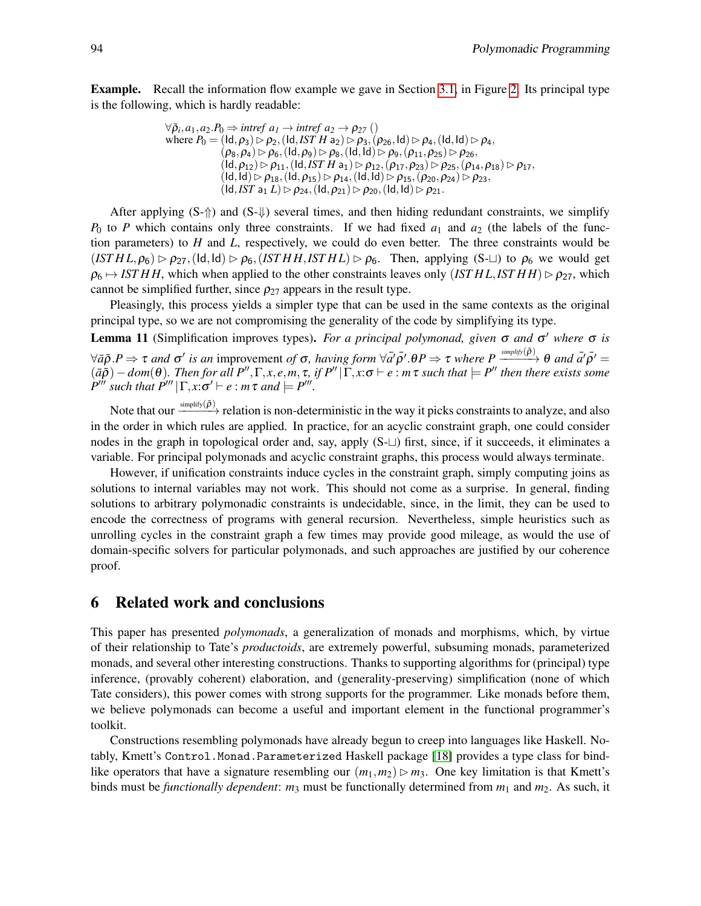**Example.** Recall the information flow example we gave in Section 3.1, in Figure 2. Its principal type is the following, which is hardly readable:

$$\begin{array}{l}\forall \bar{\rho}_i, a_1, a_2. P_0 \Rightarrow \mathit{intref}\ a_1 \rightarrow \mathit{intref}\ a_2 \rightarrow \rho_{27}\ ()\\ \text{where } P_0 = (\mathsf{Id}, \rho_3) \rhd \rho_2, (\mathsf{Id}, \mathit{IST}\ H\ \mathsf{a}_2) \rhd \rho_3, (\rho_{26}, \mathsf{Id}) \rhd \rho_4, (\mathsf{Id}, \mathsf{Id}) \rhd \rho_4,\\ \quad (\rho_8, \rho_4) \rhd \rho_6, (\mathsf{Id}, \rho_9) \rhd \rho_8, (\mathsf{Id}, \mathsf{Id}) \rhd \rho_9, (\rho_{11}, \rho_{25}) \rhd \rho_{26},\\ \quad (\mathsf{Id}, \rho_{12}) \rhd \rho_{11}, (\mathsf{Id}, \mathit{IST}\ H\ \mathsf{a}_1) \rhd \rho_{12}, (\rho_{17}, \rho_{23}) \rhd \rho_{25}, (\rho_{14}, \rho_{18}) \rhd \rho_{17},\\ \quad (\mathsf{Id}, \mathsf{Id}) \rhd \rho_{18}, (\mathsf{Id}, \rho_{15}) \rhd \rho_{14}, (\mathsf{Id}, \mathsf{Id}) \rhd \rho_{15}, (\rho_{20}, \rho_{24}) \rhd \rho_{23},\\ \quad (\mathsf{Id}, \mathit{IST}\ \mathsf{a}_1\ L) \rhd \rho_{24}, (\mathsf{Id}, \rho_{21}) \rhd \rho_{20}, (\mathsf{Id}, \mathsf{Id}) \rhd \rho_{21}.\end{array}$$

After applying (S-$\Uparrow$) and (S-$\Downarrow$) several times, and then hiding redundant constraints, we simplify $P_0$ to $P$ which contains only three constraints. If we had fixed $a_1$ and $a_2$ (the labels of the function parameters) to $H$ and $L$, respectively, we could do even better. The three constraints would be $(\mathit{IST}\,H\,L, \rho_6) \rhd \rho_{27}, (\mathsf{Id}, \mathsf{Id}) \rhd \rho_6, (\mathit{IST}\,H\,H, \mathit{IST}\,H\,L) \rhd \rho_6$. Then, applying (S-$\sqcup$) to $\rho_6$ we would get $\rho_6 \mapsto \mathit{IST}\,H\,H$, which when applied to the other constraints leaves only $(\mathit{IST}\,H\,L, \mathit{IST}\,H\,H) \rhd \rho_{27}$, which cannot be simplified further, since $\rho_{27}$ appears in the result type.

Pleasingly, this process yields a simpler type that can be used in the same contexts as the original principal type, so we are not compromising the generality of the code by simplifying its type.

**Lemma 11** (Simplification improves types)**.** *For a principal polymonad, given $\sigma$ and $\sigma'$ where $\sigma$ is $\forall \bar{a}\bar{\rho}.P \Rightarrow \tau$ and $\sigma'$ is an* improvement *of $\sigma$, having form $\forall \bar{a'}\bar{\rho}'.\theta P \Rightarrow \tau$ where $P \xrightarrow{\mathit{simplify}(\bar{\rho})} \theta$ and $\bar{a'}\bar{\rho}' = (\bar{a}\bar{\rho}) - \mathit{dom}(\theta)$. Then for all $P'', \Gamma, x, e, m, \tau$, if $P'' \,|\, \Gamma, x{:}\sigma \vdash e : m\,\tau$ such that $\models P''$ then there exists some $P'''$ such that $P''' \,|\, \Gamma, x{:}\sigma' \vdash e : m\,\tau$ and $\models P'''$.*

Note that our $\xrightarrow{\mathrm{simplify}(\bar{\rho})}$ relation is non-deterministic in the way it picks constraints to analyze, and also in the order in which rules are applied. In practice, for an acyclic constraint graph, one could consider nodes in the graph in topological order and, say, apply (S-$\sqcup$) first, since, if it succeeds, it eliminates a variable. For principal polymonads and acyclic constraint graphs, this process would always terminate.

However, if unification constraints induce cycles in the constraint graph, simply computing joins as solutions to internal variables may not work. This should not come as a surprise. In general, finding solutions to arbitrary polymonadic constraints is undecidable, since, in the limit, they can be used to encode the correctness of programs with general recursion. Nevertheless, simple heuristics such as unrolling cycles in the constraint graph a few times may provide good mileage, as would the use of domain-specific solvers for particular polymonads, and such approaches are justified by our coherence proof.

## 6 Related work and conclusions

This paper has presented *polymonads*, a generalization of monads and morphisms, which, by virtue of their relationship to Tate's *productoids*, are extremely powerful, subsuming monads, parameterized monads, and several other interesting constructions. Thanks to supporting algorithms for (principal) type inference, (provably coherent) elaboration, and (generality-preserving) simplification (none of which Tate considers), this power comes with strong supports for the programmer. Like monads before them, we believe polymonads can become a useful and important element in the functional programmer's toolkit.

Constructions resembling polymonads have already begun to creep into languages like Haskell. Notably, Kmett's `Control.Monad.Parameterized` Haskell package [18] provides a type class for bind-like operators that have a signature resembling our $(m_1, m_2) \rhd m_3$. One key limitation is that Kmett's binds must be *functionally dependent*: $m_3$ must be functionally determined from $m_1$ and $m_2$. As such, it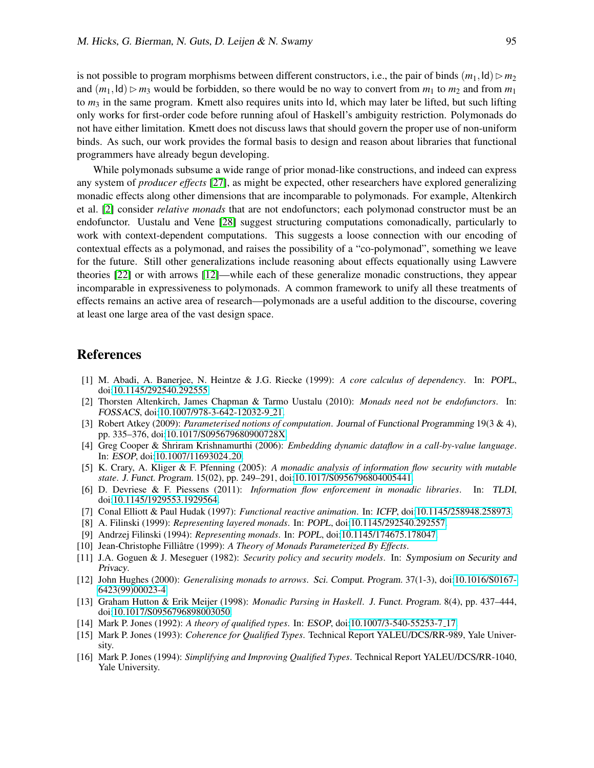is not possible to program morphisms between different constructors, i.e., the pair of binds $(m_1, \mathsf{Id}) \rhd m_2$ and $(m_1, \mathsf{Id}) \rhd m_3$ would be forbidden, so there would be no way to convert from $m_1$ to $m_2$ and from $m_1$ to $m_3$ in the same program. Kmett also requires units into Id, which may later be lifted, but such lifting only works for first-order code before running afoul of Haskell's ambiguity restriction. Polymonads do not have either limitation. Kmett does not discuss laws that should govern the proper use of non-uniform binds. As such, our work provides the formal basis to design and reason about libraries that functional programmers have already begun developing.

While polymonads subsume a wide range of prior monad-like constructions, and indeed can express any system of *producer effects* [27], as might be expected, other researchers have explored generalizing monadic effects along other dimensions that are incomparable to polymonads. For example, Altenkirch et al. [2] consider *relative monads* that are not endofunctors; each polymonad constructor must be an endofunctor. Uustalu and Vene [28] suggest structuring computations comonadically, particularly to work with context-dependent computations. This suggests a loose connection with our encoding of contextual effects as a polymonad, and raises the possibility of a "co-polymonad", something we leave for the future. Still other generalizations include reasoning about effects equationally using Lawvere theories [22] or with arrows [12]—while each of these generalize monadic constructions, they appear incomparable in expressiveness to polymonads. A common framework to unify all these treatments of effects remains an active area of research—polymonads are a useful addition to the discourse, covering at least one large area of the vast design space.

## References

[1] M. Abadi, A. Banerjee, N. Heintze & J.G. Riecke (1999): *A core calculus of dependency*. In: POPL, doi:10.1145/292540.292555.

[2] Thorsten Altenkirch, James Chapman & Tarmo Uustalu (2010): *Monads need not be endofunctors*. In: FOSSACS, doi:10.1007/978-3-642-12032-9_21.

[3] Robert Atkey (2009): *Parameterised notions of computation*. Journal of Functional Programming 19(3 & 4), pp. 335–376, doi:10.1017/S095679680900728X.

[4] Greg Cooper & Shriram Krishnamurthi (2006): *Embedding dynamic dataflow in a call-by-value language*. In: ESOP, doi:10.1007/11693024_20.

[5] K. Crary, A. Kliger & F. Pfenning (2005): *A monadic analysis of information flow security with mutable state*. J. Funct. Program. 15(02), pp. 249–291, doi:10.1017/S0956796804005441.

[6] D. Devriese & F. Piessens (2011): *Information flow enforcement in monadic libraries*. In: TLDI, doi:10.1145/1929553.1929564.

[7] Conal Elliott & Paul Hudak (1997): *Functional reactive animation*. In: ICFP, doi:10.1145/258948.258973.

[8] A. Filinski (1999): *Representing layered monads*. In: POPL, doi:10.1145/292540.292557.

[9] Andrzej Filinski (1994): *Representing monads*. In: POPL, doi:10.1145/174675.178047.

[10] Jean-Christophe Filliâtre (1999): *A Theory of Monads Parameterized By Effects*.

[11] J.A. Goguen & J. Meseguer (1982): *Security policy and security models*. In: Symposium on Security and Privacy.

[12] John Hughes (2000): *Generalising monads to arrows*. Sci. Comput. Program. 37(1-3), doi:10.1016/S0167-6423(99)00023-4.

[13] Graham Hutton & Erik Meijer (1998): *Monadic Parsing in Haskell*. J. Funct. Program. 8(4), pp. 437–444, doi:10.1017/S0956796898003050.

[14] Mark P. Jones (1992): *A theory of qualified types*. In: ESOP, doi:10.1007/3-540-55253-7_17.

[15] Mark P. Jones (1993): *Coherence for Qualified Types*. Technical Report YALEU/DCS/RR-989, Yale University.

[16] Mark P. Jones (1994): *Simplifying and Improving Qualified Types*. Technical Report YALEU/DCS/RR-1040, Yale University.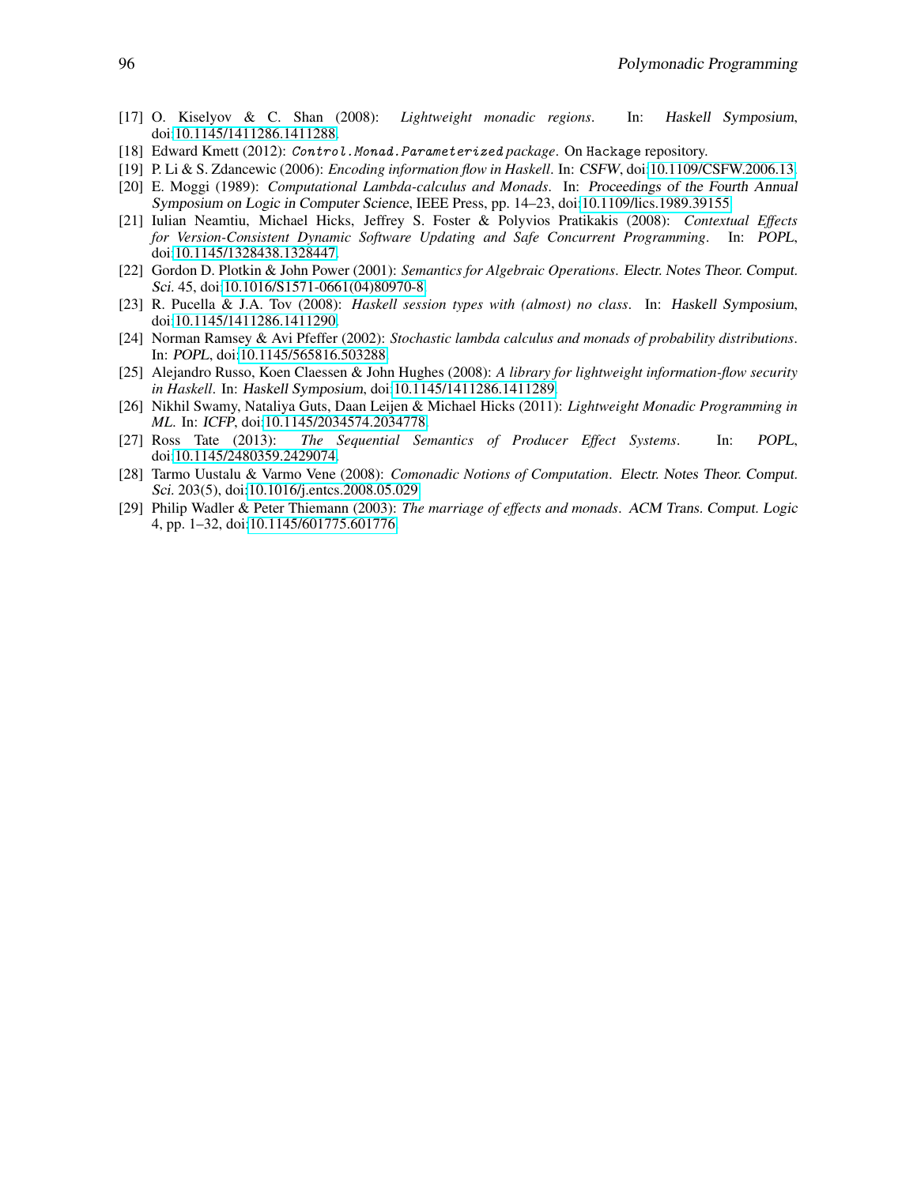[17] O. Kiselyov & C. Shan (2008): *Lightweight monadic regions*. In: *Haskell Symposium*, doi:10.1145/1411286.1411288.

[18] Edward Kmett (2012): *Control.Monad.Parameterized package*. On Hackage repository.

[19] P. Li & S. Zdancewic (2006): *Encoding information flow in Haskell*. In: *CSFW*, doi:10.1109/CSFW.2006.13.

[20] E. Moggi (1989): *Computational Lambda-calculus and Monads*. In: *Proceedings of the Fourth Annual Symposium on Logic in Computer Science*, IEEE Press, pp. 14–23, doi:10.1109/lics.1989.39155.

[21] Iulian Neamtiu, Michael Hicks, Jeffrey S. Foster & Polyvios Pratikakis (2008): *Contextual Effects for Version-Consistent Dynamic Software Updating and Safe Concurrent Programming*. In: *POPL*, doi:10.1145/1328438.1328447.

[22] Gordon D. Plotkin & John Power (2001): *Semantics for Algebraic Operations*. *Electr. Notes Theor. Comput. Sci.* 45, doi:10.1016/S1571-0661(04)80970-8.

[23] R. Pucella & J.A. Tov (2008): *Haskell session types with (almost) no class*. In: *Haskell Symposium*, doi:10.1145/1411286.1411290.

[24] Norman Ramsey & Avi Pfeffer (2002): *Stochastic lambda calculus and monads of probability distributions*. In: *POPL*, doi:10.1145/565816.503288.

[25] Alejandro Russo, Koen Claessen & John Hughes (2008): *A library for lightweight information-flow security in Haskell*. In: *Haskell Symposium*, doi:10.1145/1411286.1411289.

[26] Nikhil Swamy, Nataliya Guts, Daan Leijen & Michael Hicks (2011): *Lightweight Monadic Programming in ML*. In: *ICFP*, doi:10.1145/2034574.2034778.

[27] Ross Tate (2013): *The Sequential Semantics of Producer Effect Systems*. In: *POPL*, doi:10.1145/2480359.2429074.

[28] Tarmo Uustalu & Varmo Vene (2008): *Comonadic Notions of Computation*. *Electr. Notes Theor. Comput. Sci.* 203(5), doi:10.1016/j.entcs.2008.05.029.

[29] Philip Wadler & Peter Thiemann (2003): *The marriage of effects and monads*. *ACM Trans. Comput. Logic* 4, pp. 1–32, doi:10.1145/601775.601776.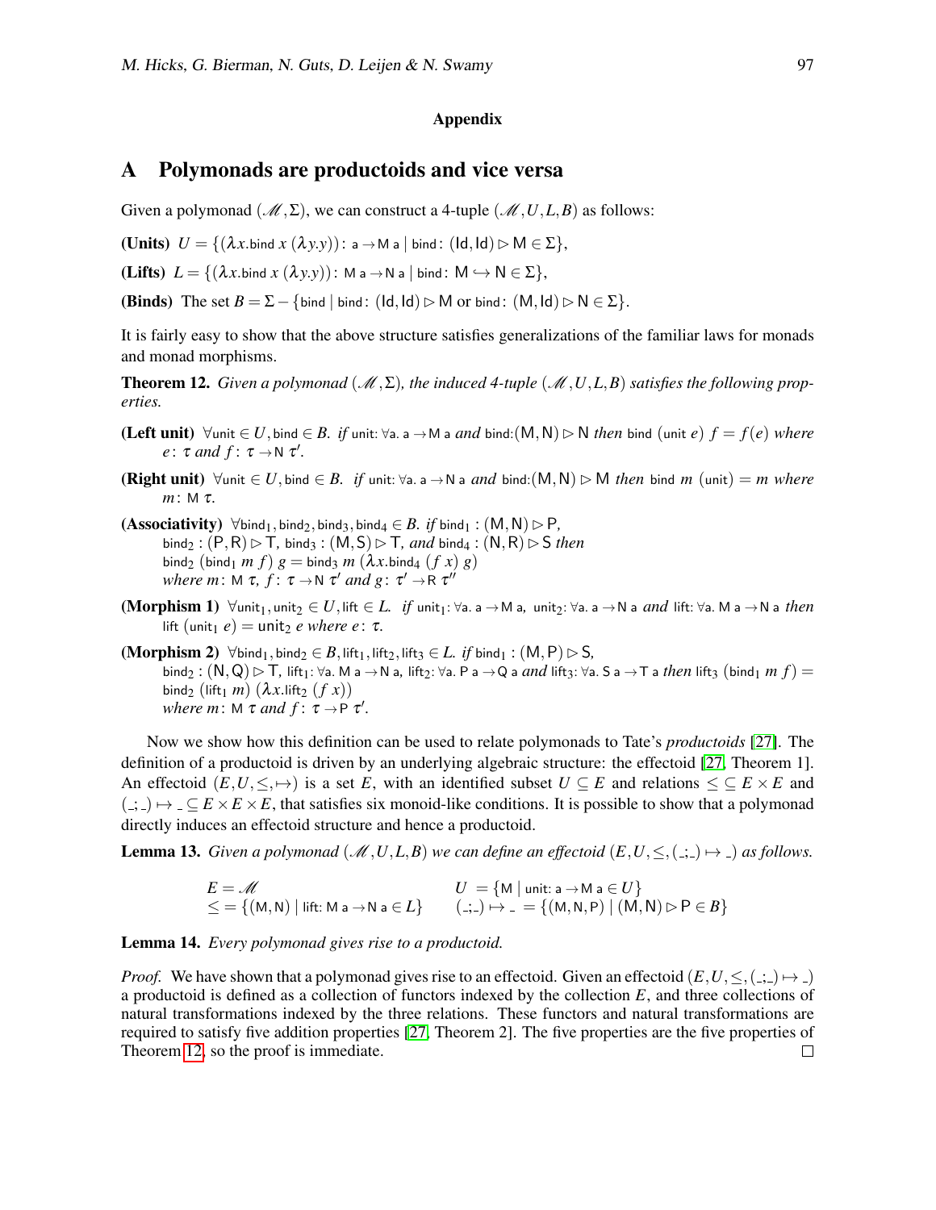**Appendix**

## A Polymonads are productoids and vice versa

Given a polymonad $(\mathscr{M},\Sigma)$, we can construct a 4-tuple $(\mathscr{M},U,L,B)$ as follows:

**(Units)** $U = \{(\lambda x.\mathsf{bind}\ x\ (\lambda y.y))\colon \mathsf{a} \to \mathsf{M\ a} \mid \mathsf{bind}\colon (\mathsf{Id},\mathsf{Id}) \rhd \mathsf{M} \in \Sigma\}$,

**(Lifts)** $L = \{(\lambda x.\mathsf{bind}\ x\ (\lambda y.y))\colon \mathsf{M\ a} \to \mathsf{N\ a} \mid \mathsf{bind}\colon \mathsf{M} \hookrightarrow \mathsf{N} \in \Sigma\}$,

**(Binds)** The set $B = \Sigma - \{\mathsf{bind} \mid \mathsf{bind}\colon (\mathsf{Id},\mathsf{Id}) \rhd \mathsf{M} \text{ or } \mathsf{bind}\colon (\mathsf{M},\mathsf{Id}) \rhd \mathsf{N} \in \Sigma\}$.

It is fairly easy to show that the above structure satisfies generalizations of the familiar laws for monads and monad morphisms.

**Theorem 12.** *Given a polymonad $(\mathscr{M},\Sigma)$, the induced 4-tuple $(\mathscr{M},U,L,B)$ satisfies the following properties.*

**(Left unit)** $\forall \mathsf{unit} \in U, \mathsf{bind} \in B.$ *if* $\mathsf{unit}\colon \forall \mathsf{a}.\ \mathsf{a} \to \mathsf{M\ a}$ *and* $\mathsf{bind}{:}(\mathsf{M},\mathsf{N}) \rhd \mathsf{N}$ *then* $\mathsf{bind}\ (\mathsf{unit}\ e)\ f = f(e)$ *where* $e\colon \tau$ *and* $f\colon \tau \to \mathsf{N}\ \tau'$.

**(Right unit)** $\forall \mathsf{unit} \in U, \mathsf{bind} \in B.$ *if* $\mathsf{unit}\colon \forall \mathsf{a}.\ \mathsf{a} \to \mathsf{N\ a}$ *and* $\mathsf{bind}{:}(\mathsf{M},\mathsf{N}) \rhd \mathsf{M}$ *then* $\mathsf{bind}\ m\ (\mathsf{unit}) = m$ *where* $m\colon \mathsf{M}\ \tau$.

**(Associativity)** $\forall \mathsf{bind}_1,\mathsf{bind}_2,\mathsf{bind}_3,\mathsf{bind}_4 \in B.$ *if* $\mathsf{bind}_1 : (\mathsf{M},\mathsf{N}) \rhd \mathsf{P}$, $\mathsf{bind}_2 : (\mathsf{P},\mathsf{R}) \rhd \mathsf{T}$, $\mathsf{bind}_3 : (\mathsf{M},\mathsf{S}) \rhd \mathsf{T}$, *and* $\mathsf{bind}_4 : (\mathsf{N},\mathsf{R}) \rhd \mathsf{S}$ *then* $\mathsf{bind}_2\ (\mathsf{bind}_1\ m\ f)\ g = \mathsf{bind}_3\ m\ (\lambda x.\mathsf{bind}_4\ (f\ x)\ g)$ *where* $m\colon \mathsf{M}\ \tau$, $f\colon \tau \to \mathsf{N}\ \tau'$ *and* $g\colon \tau' \to \mathsf{R}\ \tau''$

**(Morphism 1)** $\forall \mathsf{unit}_1,\mathsf{unit}_2 \in U, \mathsf{lift} \in L.$ *if* $\mathsf{unit}_1\colon \forall \mathsf{a}.\ \mathsf{a} \to \mathsf{M\ a}$, $\mathsf{unit}_2\colon \forall \mathsf{a}.\ \mathsf{a} \to \mathsf{N\ a}$ *and* $\mathsf{lift}\colon \forall \mathsf{a}.\ \mathsf{M\ a} \to \mathsf{N\ a}$ *then* $\mathsf{lift}\ (\mathsf{unit}_1\ e) = \mathsf{unit}_2\ e$ *where* $e\colon \tau$.

**(Morphism 2)** $\forall \mathsf{bind}_1,\mathsf{bind}_2 \in B, \mathsf{lift}_1,\mathsf{lift}_2,\mathsf{lift}_3 \in L.$ *if* $\mathsf{bind}_1 : (\mathsf{M},\mathsf{P}) \rhd \mathsf{S}$, $\mathsf{bind}_2 : (\mathsf{N},\mathsf{Q}) \rhd \mathsf{T}$, $\mathsf{lift}_1\colon \forall \mathsf{a}.\ \mathsf{M\ a} \to \mathsf{N\ a}$, $\mathsf{lift}_2\colon \forall \mathsf{a}.\ \mathsf{P\ a} \to \mathsf{Q\ a}$ *and* $\mathsf{lift}_3\colon \forall \mathsf{a}.\ \mathsf{S\ a} \to \mathsf{T\ a}$ *then* $\mathsf{lift}_3\ (\mathsf{bind}_1\ m\ f) = \mathsf{bind}_2\ (\mathsf{lift}_1\ m)\ (\lambda x.\mathsf{lift}_2\ (f\ x))$ *where* $m\colon \mathsf{M}\ \tau$ *and* $f\colon \tau \to \mathsf{P}\ \tau'$.

Now we show how this definition can be used to relate polymonads to Tate's *productoids* [27]. The definition of a productoid is driven by an underlying algebraic structure: the effectoid [27, Theorem 1]. An effectoid $(E,U,\leq,\mapsto)$ is a set $E$, with an identified subset $U \subseteq E$ and relations $\leq \subseteq E \times E$ and $(\_;\_) \mapsto \_ \subseteq E \times E \times E$, that satisfies six monoid-like conditions. It is possible to show that a polymonad directly induces an effectoid structure and hence a productoid.

**Lemma 13.** *Given a polymonad $(\mathscr{M},U,L,B)$ we can define an effectoid $(E,U,\leq,(\_;\_) \mapsto \_)$ as follows.*

$$E = \mathscr{M} \qquad U = \{\mathsf{M} \mid \mathsf{unit}\colon \mathsf{a} \to \mathsf{M\ a} \in U\}$$
$$\leq = \{(\mathsf{M},\mathsf{N}) \mid \mathsf{lift}\colon \mathsf{M\ a} \to \mathsf{N\ a} \in L\} \qquad (\_;\_) \mapsto \_ = \{(\mathsf{M},\mathsf{N},\mathsf{P}) \mid (\mathsf{M},\mathsf{N}) \rhd \mathsf{P} \in B\}$$

**Lemma 14.** *Every polymonad gives rise to a productoid.*

*Proof.* We have shown that a polymonad gives rise to an effectoid. Given an effectoid $(E,U,\leq,(\_;\_) \mapsto \_)$ a productoid is defined as a collection of functors indexed by the collection $E$, and three collections of natural transformations indexed by the three relations. These functors and natural transformations are required to satisfy five addition properties [27, Theorem 2]. The five properties are the five properties of Theorem 12, so the proof is immediate. □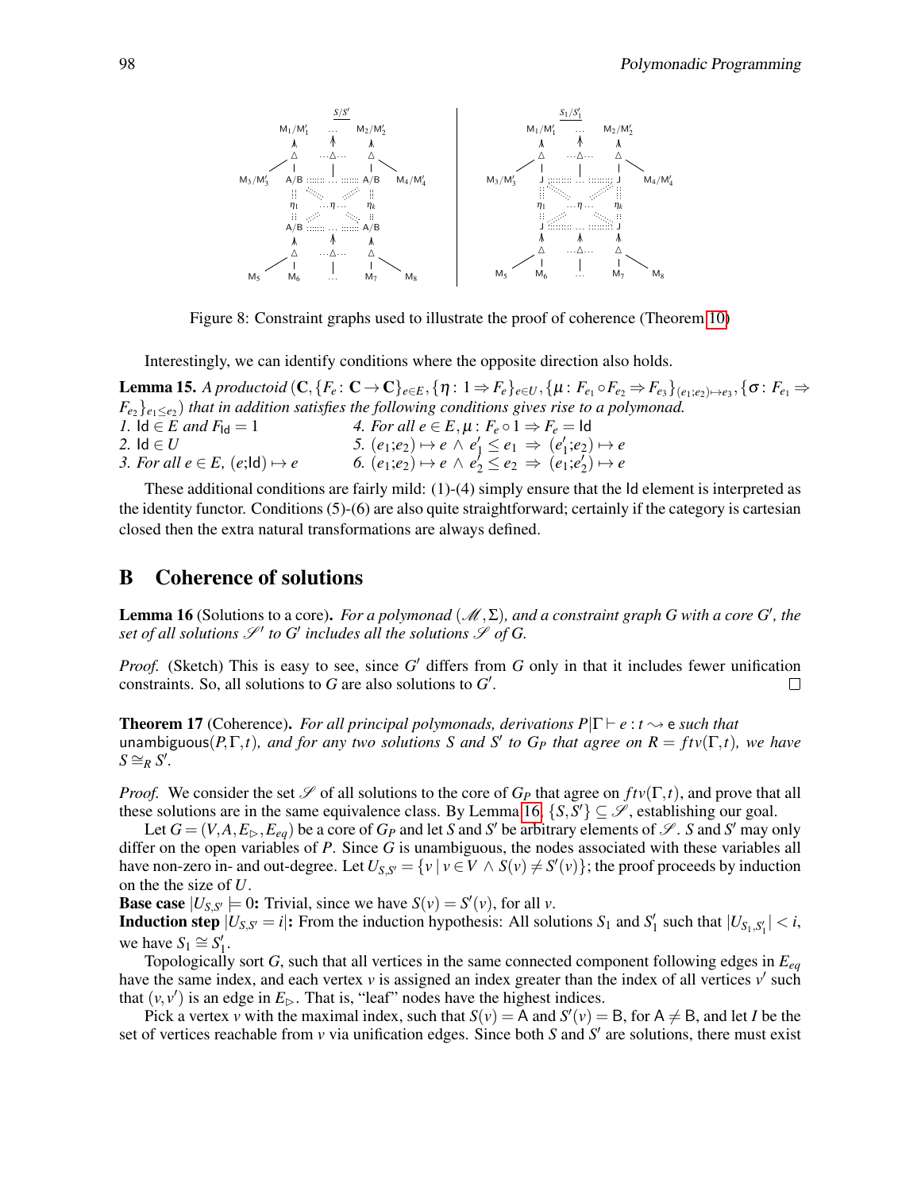Figure 8: Constraint graphs used to illustrate the proof of coherence (Theorem 10)

Interestingly, we can identify conditions where the opposite direction also holds.

**Lemma 15.** *A productoid* $(\mathbf{C}, \{F_e \colon \mathbf{C} \to \mathbf{C}\}_{e \in E}, \{\eta \colon 1 \Rightarrow F_e\}_{e \in U}, \{\mu \colon F_{e_1} \circ F_{e_2} \Rightarrow F_{e_3}\}_{(e_1;e_2) \mapsto e_3}, \{\sigma \colon F_{e_1} \Rightarrow F_{e_2}\}_{e_1 \leq e_2})$ *that in addition satisfies the following conditions gives rise to a polymonad.*

*1.* $\mathsf{Id} \in E$ *and* $F_{\mathsf{Id}} = 1$
*2.* $\mathsf{Id} \in U$
*3. For all* $e \in E$, $(e;\mathsf{Id}) \mapsto e$
*4. For all* $e \in E, \mu \colon F_e \circ 1 \Rightarrow F_e = \mathsf{Id}$
*5.* $(e_1;e_2) \mapsto e \wedge e_1' \leq e_1 \Rightarrow (e_1';e_2) \mapsto e$
*6.* $(e_1;e_2) \mapsto e \wedge e_2' \leq e_2 \Rightarrow (e_1;e_2') \mapsto e$

These additional conditions are fairly mild: (1)-(4) simply ensure that the Id element is interpreted as the identity functor. Conditions (5)-(6) are also quite straightforward; certainly if the category is cartesian closed then the extra natural transformations are always defined.

## B Coherence of solutions

**Lemma 16** (Solutions to a core)**.** *For a polymonad* $(\mathscr{M}, \Sigma)$*, and a constraint graph* $G$ *with a core* $G'$*, the set of all solutions* $\mathscr{S}'$ *to* $G'$ *includes all the solutions* $\mathscr{S}$ *of* $G$*.*

*Proof.* (Sketch) This is easy to see, since $G'$ differs from $G$ only in that it includes fewer unification constraints. So, all solutions to $G$ are also solutions to $G'$. □

**Theorem 17** (Coherence)**.** *For all principal polymonads, derivations* $P|\Gamma \vdash e : t \rightsquigarrow \mathsf{e}$ *such that* $\mathsf{unambiguous}(P, \Gamma, t)$*, and for any two solutions* $S$ *and* $S'$ *to* $G_P$ *that agree on* $R = ftv(\Gamma, t)$*, we have* $S \cong_R S'$*.*

*Proof.* We consider the set $\mathscr{S}$ of all solutions to the core of $G_P$ that agree on $ftv(\Gamma, t)$, and prove that all these solutions are in the same equivalence class. By Lemma 16, $\{S, S'\} \subseteq \mathscr{S}$, establishing our goal.

Let $G = (V, A, E_\triangleright, E_{eq})$ be a core of $G_P$ and let $S$ and $S'$ be arbitrary elements of $\mathscr{S}$. $S$ and $S'$ may only differ on the open variables of $P$. Since $G$ is unambiguous, the nodes associated with these variables all have non-zero in- and out-degree. Let $U_{S,S'} = \{v \mid v \in V \wedge S(v) \neq S'(v)\}$; the proof proceeds by induction on the the size of $U$.

**Base case** $|U_{S,S'} \models 0$**:** Trivial, since we have $S(v) = S'(v)$, for all $v$.

**Induction step** $|U_{S,S'} = i|$**:** From the induction hypothesis: All solutions $S_1$ and $S_1'$ such that $|U_{S_1,S_1'}| < i$, we have $S_1 \cong S_1'$.

Topologically sort $G$, such that all vertices in the same connected component following edges in $E_{eq}$ have the same index, and each vertex $v$ is assigned an index greater than the index of all vertices $v'$ such that $(v, v')$ is an edge in $E_\triangleright$. That is, "leaf" nodes have the highest indices.

Pick a vertex $v$ with the maximal index, such that $S(v) = \mathsf{A}$ and $S'(v) = \mathsf{B}$, for $\mathsf{A} \neq \mathsf{B}$, and let $I$ be the set of vertices reachable from $v$ via unification edges. Since both $S$ and $S'$ are solutions, there must exist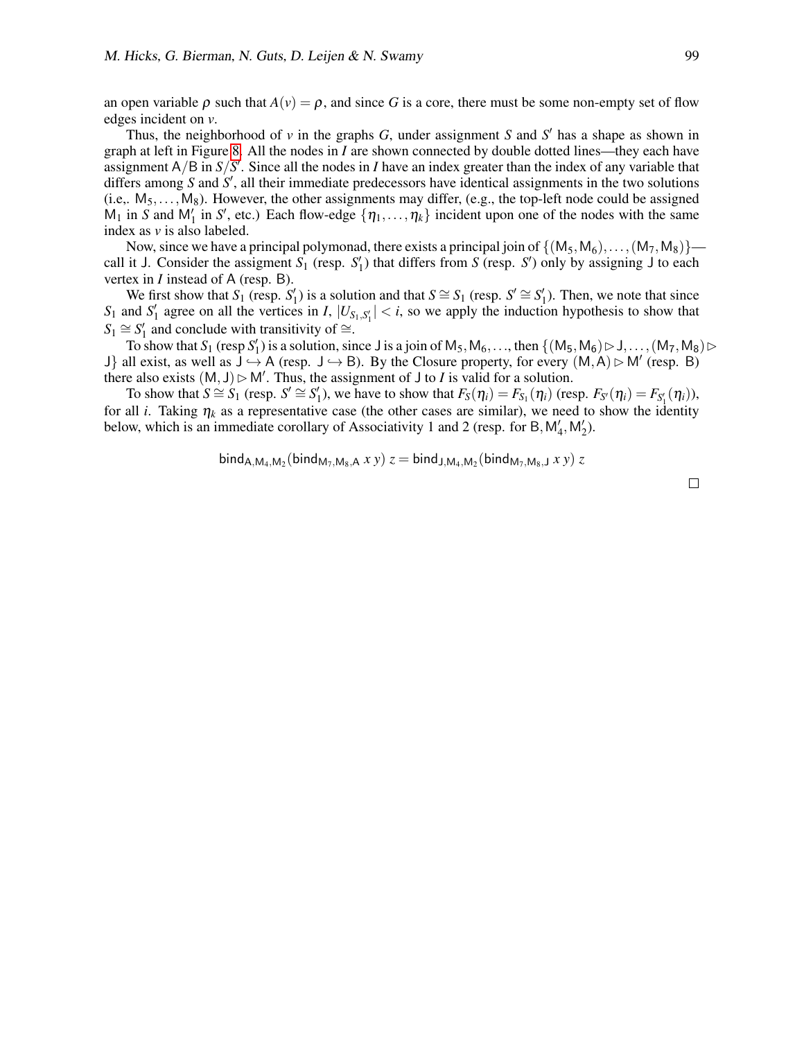an open variable $\rho$ such that $A(v) = \rho$, and since $G$ is a core, there must be some non-empty set of flow edges incident on $v$.

Thus, the neighborhood of $v$ in the graphs $G$, under assignment $S$ and $S'$ has a shape as shown in graph at left in Figure 8. All the nodes in $I$ are shown connected by double dotted lines—they each have assignment $\mathsf{A}/\mathsf{B}$ in $S/S'$. Since all the nodes in $I$ have an index greater than the index of any variable that differs among $S$ and $S'$, all their immediate predecessors have identical assignments in the two solutions (i.e,. $\mathsf{M}_5,\ldots,\mathsf{M}_8$). However, the other assignments may differ, (e.g., the top-left node could be assigned $\mathsf{M}_1$ in $S$ and $\mathsf{M}_1'$ in $S'$, etc.) Each flow-edge $\{\eta_1,\ldots,\eta_k\}$ incident upon one of the nodes with the same index as $v$ is also labeled.

Now, since we have a principal polymonad, there exists a principal join of $\{(\mathsf{M}_5,\mathsf{M}_6),\ldots,(\mathsf{M}_7,\mathsf{M}_8)\}$—call it $\mathsf{J}$. Consider the assigment $S_1$ (resp. $S_1'$) that differs from $S$ (resp. $S'$) only by assigning $\mathsf{J}$ to each vertex in $I$ instead of $\mathsf{A}$ (resp. $\mathsf{B}$).

We first show that $S_1$ (resp. $S_1'$) is a solution and that $S \cong S_1$ (resp. $S' \cong S_1'$). Then, we note that since $S_1$ and $S_1'$ agree on all the vertices in $I$, $|U_{S_1,S_1'}| < i$, so we apply the induction hypothesis to show that $S_1 \cong S_1'$ and conclude with transitivity of $\cong$.

To show that $S_1$ (resp $S_1'$) is a solution, since $\mathsf{J}$ is a join of $\mathsf{M}_5,\mathsf{M}_6,\ldots$, then $\{(\mathsf{M}_5,\mathsf{M}_6)\rhd \mathsf{J},\ldots,(\mathsf{M}_7,\mathsf{M}_8)\rhd \mathsf{J}\}$ all exist, as well as $\mathsf{J}\hookrightarrow \mathsf{A}$ (resp. $\mathsf{J}\hookrightarrow \mathsf{B}$). By the Closure property, for every $(\mathsf{M},\mathsf{A})\rhd \mathsf{M}'$ (resp. $\mathsf{B}$) there also exists $(\mathsf{M},\mathsf{J})\rhd \mathsf{M}'$. Thus, the assignment of $\mathsf{J}$ to $I$ is valid for a solution.

To show that $S \cong S_1$ (resp. $S' \cong S_1'$), we have to show that $F_S(\eta_i) = F_{S_1}(\eta_i)$ (resp. $F_{S'}(\eta_i) = F_{S_1'}(\eta_i)$), for all $i$. Taking $\eta_k$ as a representative case (the other cases are similar), we need to show the identity below, which is an immediate corollary of Associativity 1 and 2 (resp. for $\mathsf{B},\mathsf{M}_4',\mathsf{M}_2'$).

$$\mathsf{bind}_{\mathsf{A},\mathsf{M}_4,\mathsf{M}_2}(\mathsf{bind}_{\mathsf{M}_7,\mathsf{M}_8,\mathsf{A}}\;x\;y)\;z = \mathsf{bind}_{\mathsf{J},\mathsf{M}_4,\mathsf{M}_2}(\mathsf{bind}_{\mathsf{M}_7,\mathsf{M}_8,\mathsf{J}}\;x\;y)\;z$$

□